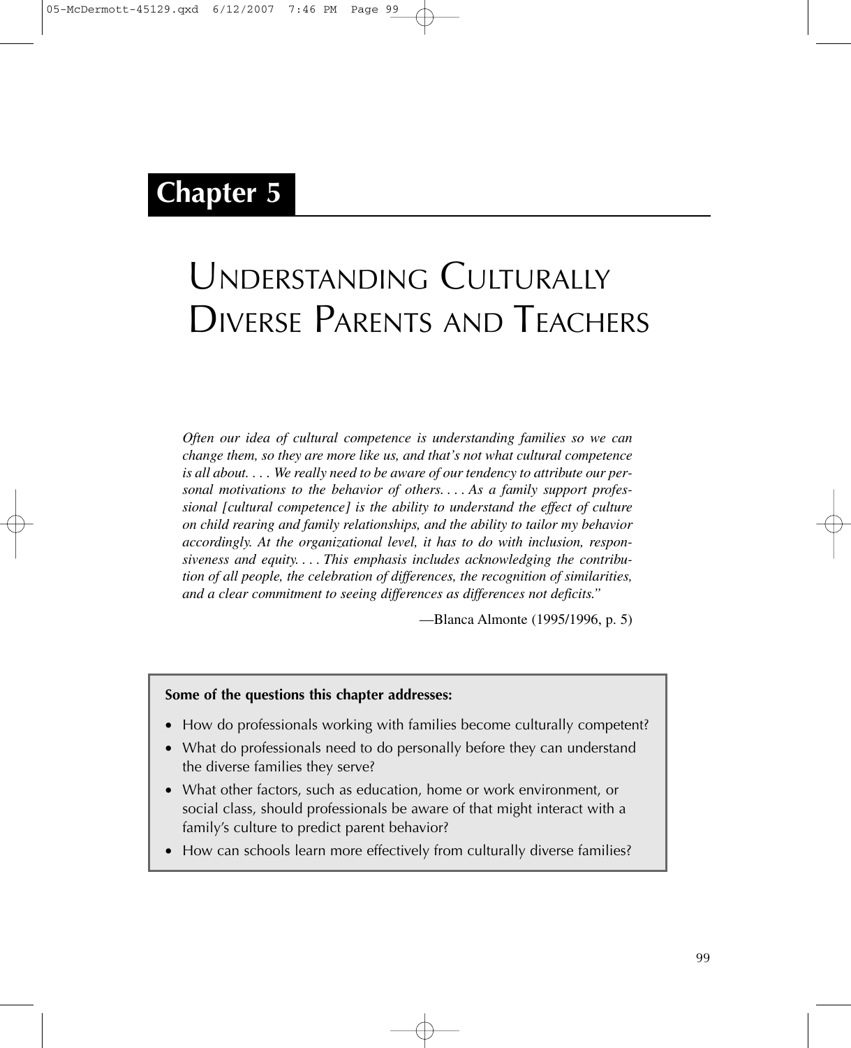# Chapter 5

# Understanding Culturally Diverse Parents and Teachers

*Often our idea of cultural competence is understanding families so we can change them, so they are more like us, and that's not what cultural competence is all about. . . . We really need to be aware of our tendency to attribute our personal motivations to the behavior of others. . . . As a family support professional [cultural competence] is the ability to understand the effect of culture on child rearing and family relationships, and the ability to tailor my behavior accordingly. At the organizational level, it has to do with inclusion, responsiveness and equity. . . . This emphasis includes acknowledging the contribution of all people, the celebration of differences, the recognition of similarities, and a clear commitment to seeing differences as differences not deficits."*

—Blanca Almonte (1995/1996, p. 5)

**Some of the questions this chapter addresses:**

- How do professionals working with families become culturally competent?
- What do professionals need to do personally before they can understand the diverse families they serve?
- What other factors, such as education, home or work environment, or social class, should professionals be aware of that might interact with a family's culture to predict parent behavior?
- How can schools learn more effectively from culturally diverse families?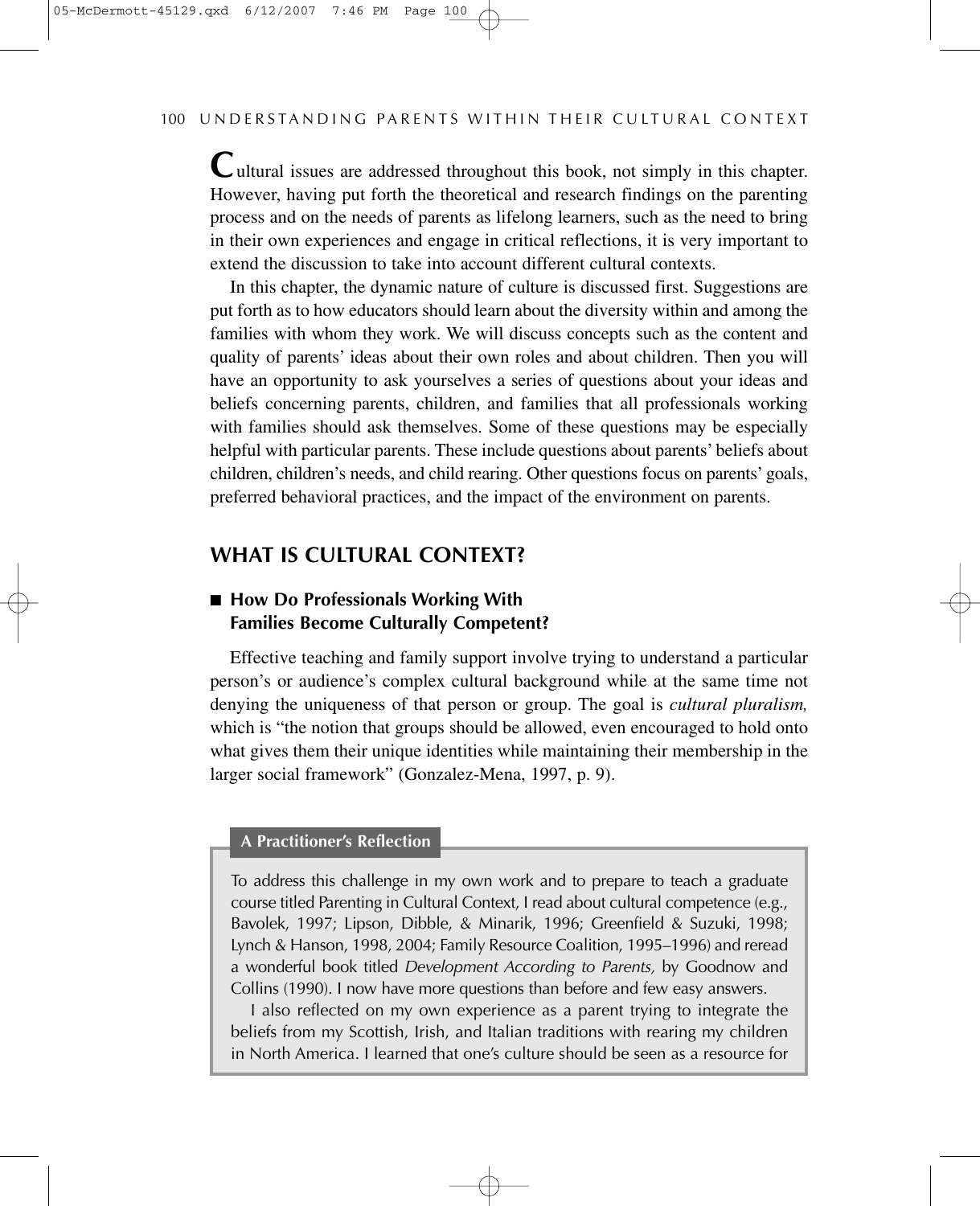Cultural issues are addressed throughout this book, not simply in this chapter. However, having put forth the theoretical and research findings on the parenting process and on the needs of parents as lifelong learners, such as the need to bring in their own experiences and engage in critical reflections, it is very important to extend the discussion to take into account different cultural contexts.

In this chapter, the dynamic nature of culture is discussed first. Suggestions are put forth as to how educators should learn about the diversity within and among the families with whom they work. We will discuss concepts such as the content and quality of parents' ideas about their own roles and about children. Then you will have an opportunity to ask yourselves a series of questions about your ideas and beliefs concerning parents, children, and families that all professionals working with families should ask themselves. Some of these questions may be especially helpful with particular parents. These include questions about parents' beliefs about children, children's needs, and child rearing. Other questions focus on parents' goals, preferred behavioral practices, and the impact of the environment on parents.

## WHAT IS CULTURAL CONTEXT?

### How Do Professionals Working With Families Become Culturally Competent?

Effective teaching and family support involve trying to understand a particular person's or audience's complex cultural background while at the same time not denying the uniqueness of that person or group. The goal is *cultural pluralism,* which is "the notion that groups should be allowed, even encouraged to hold onto what gives them their unique identities while maintaining their membership in the larger social framework" (Gonzalez-Mena, 1997, p. 9).

**A Practitioner's Reflection**

To address this challenge in my own work and to prepare to teach a graduate course titled Parenting in Cultural Context, I read about cultural competence (e.g., Bavolek, 1997; Lipson, Dibble, & Minarik, 1996; Greenfield & Suzuki, 1998; Lynch & Hanson, 1998, 2004; Family Resource Coalition, 1995–1996) and reread a wonderful book titled *Development According to Parents,* by Goodnow and Collins (1990). I now have more questions than before and few easy answers.

I also reflected on my own experience as a parent trying to integrate the beliefs from my Scottish, Irish, and Italian traditions with rearing my children in North America. I learned that one's culture should be seen as a resource for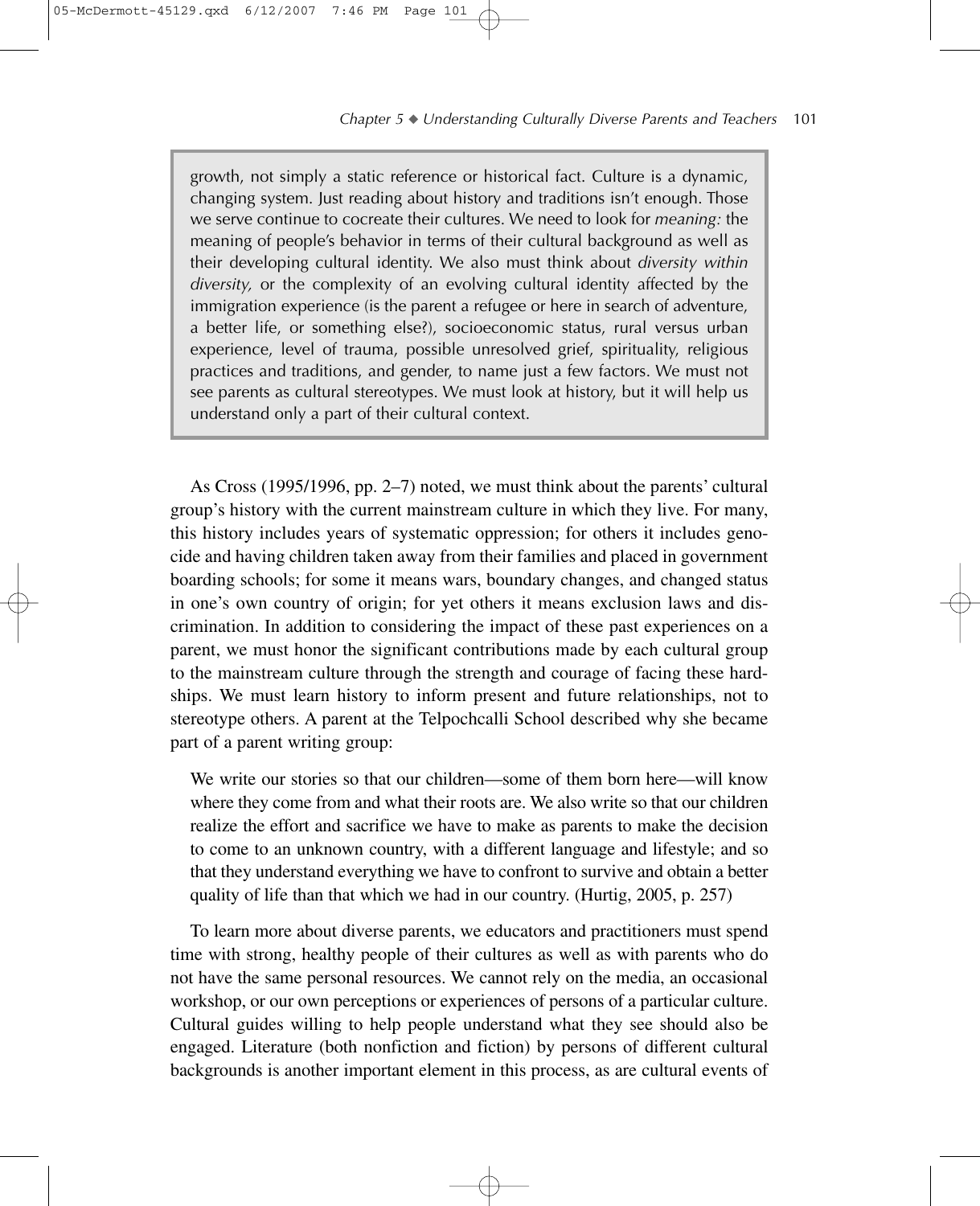> growth, not simply a static reference or historical fact. Culture is a dynamic, changing system. Just reading about history and traditions isn't enough. Those we serve continue to cocreate their cultures. We need to look for *meaning:* the meaning of people's behavior in terms of their cultural background as well as their developing cultural identity. We also must think about *diversity within diversity,* or the complexity of an evolving cultural identity affected by the immigration experience (is the parent a refugee or here in search of adventure, a better life, or something else?), socioeconomic status, rural versus urban experience, level of trauma, possible unresolved grief, spirituality, religious practices and traditions, and gender, to name just a few factors. We must not see parents as cultural stereotypes. We must look at history, but it will help us understand only a part of their cultural context.

As Cross (1995/1996, pp. 2–7) noted, we must think about the parents' cultural group's history with the current mainstream culture in which they live. For many, this history includes years of systematic oppression; for others it includes genocide and having children taken away from their families and placed in government boarding schools; for some it means wars, boundary changes, and changed status in one's own country of origin; for yet others it means exclusion laws and discrimination. In addition to considering the impact of these past experiences on a parent, we must honor the significant contributions made by each cultural group to the mainstream culture through the strength and courage of facing these hardships. We must learn history to inform present and future relationships, not to stereotype others. A parent at the Telpochcalli School described why she became part of a parent writing group:

> We write our stories so that our children—some of them born here—will know where they come from and what their roots are. We also write so that our children realize the effort and sacrifice we have to make as parents to make the decision to come to an unknown country, with a different language and lifestyle; and so that they understand everything we have to confront to survive and obtain a better quality of life than that which we had in our country. (Hurtig, 2005, p. 257)

To learn more about diverse parents, we educators and practitioners must spend time with strong, healthy people of their cultures as well as with parents who do not have the same personal resources. We cannot rely on the media, an occasional workshop, or our own perceptions or experiences of persons of a particular culture. Cultural guides willing to help people understand what they see should also be engaged. Literature (both nonfiction and fiction) by persons of different cultural backgrounds is another important element in this process, as are cultural events of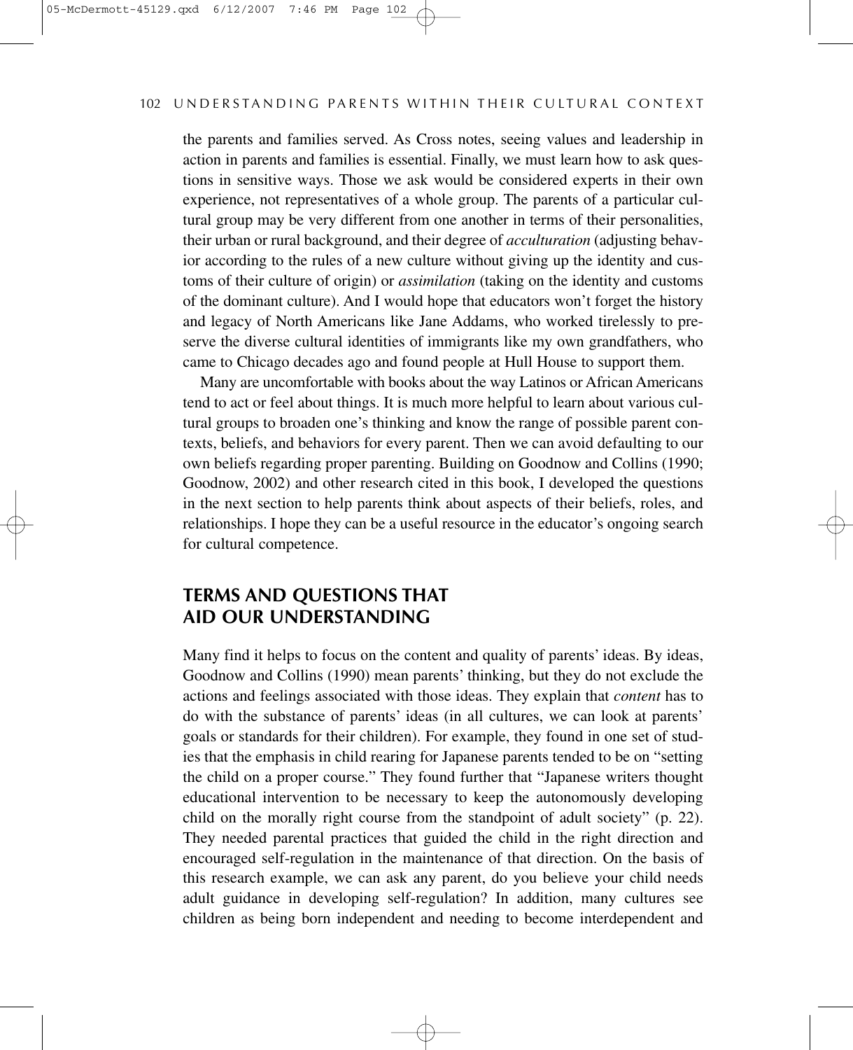the parents and families served. As Cross notes, seeing values and leadership in action in parents and families is essential. Finally, we must learn how to ask questions in sensitive ways. Those we ask would be considered experts in their own experience, not representatives of a whole group. The parents of a particular cultural group may be very different from one another in terms of their personalities, their urban or rural background, and their degree of *acculturation* (adjusting behavior according to the rules of a new culture without giving up the identity and customs of their culture of origin) or *assimilation* (taking on the identity and customs of the dominant culture). And I would hope that educators won't forget the history and legacy of North Americans like Jane Addams, who worked tirelessly to preserve the diverse cultural identities of immigrants like my own grandfathers, who came to Chicago decades ago and found people at Hull House to support them.

Many are uncomfortable with books about the way Latinos or African Americans tend to act or feel about things. It is much more helpful to learn about various cultural groups to broaden one's thinking and know the range of possible parent contexts, beliefs, and behaviors for every parent. Then we can avoid defaulting to our own beliefs regarding proper parenting. Building on Goodnow and Collins (1990; Goodnow, 2002) and other research cited in this book, I developed the questions in the next section to help parents think about aspects of their beliefs, roles, and relationships. I hope they can be a useful resource in the educator's ongoing search for cultural competence.

## TERMS AND QUESTIONS THAT AID OUR UNDERSTANDING

Many find it helps to focus on the content and quality of parents' ideas. By ideas, Goodnow and Collins (1990) mean parents' thinking, but they do not exclude the actions and feelings associated with those ideas. They explain that *content* has to do with the substance of parents' ideas (in all cultures, we can look at parents' goals or standards for their children). For example, they found in one set of studies that the emphasis in child rearing for Japanese parents tended to be on "setting the child on a proper course." They found further that "Japanese writers thought educational intervention to be necessary to keep the autonomously developing child on the morally right course from the standpoint of adult society" (p. 22). They needed parental practices that guided the child in the right direction and encouraged self-regulation in the maintenance of that direction. On the basis of this research example, we can ask any parent, do you believe your child needs adult guidance in developing self-regulation? In addition, many cultures see children as being born independent and needing to become interdependent and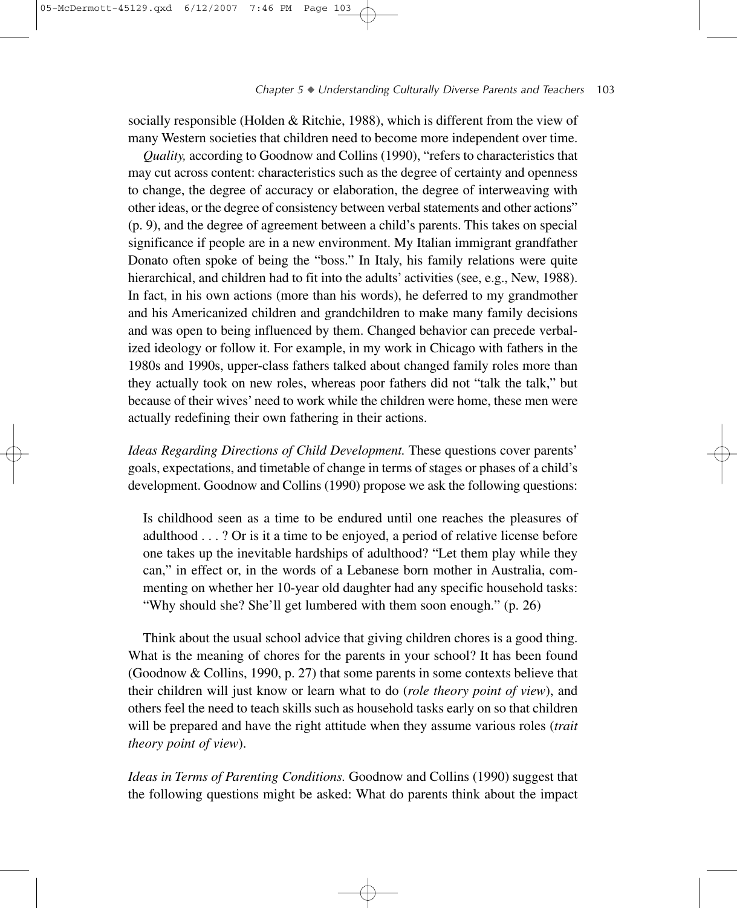socially responsible (Holden & Ritchie, 1988), which is different from the view of many Western societies that children need to become more independent over time.

*Quality,* according to Goodnow and Collins (1990), "refers to characteristics that may cut across content: characteristics such as the degree of certainty and openness to change, the degree of accuracy or elaboration, the degree of interweaving with other ideas, or the degree of consistency between verbal statements and other actions" (p. 9), and the degree of agreement between a child's parents. This takes on special significance if people are in a new environment. My Italian immigrant grandfather Donato often spoke of being the "boss." In Italy, his family relations were quite hierarchical, and children had to fit into the adults' activities (see, e.g., New, 1988). In fact, in his own actions (more than his words), he deferred to my grandmother and his Americanized children and grandchildren to make many family decisions and was open to being influenced by them. Changed behavior can precede verbalized ideology or follow it. For example, in my work in Chicago with fathers in the 1980s and 1990s, upper-class fathers talked about changed family roles more than they actually took on new roles, whereas poor fathers did not "talk the talk," but because of their wives' need to work while the children were home, these men were actually redefining their own fathering in their actions.

*Ideas Regarding Directions of Child Development.* These questions cover parents' goals, expectations, and timetable of change in terms of stages or phases of a child's development. Goodnow and Collins (1990) propose we ask the following questions:

> Is childhood seen as a time to be endured until one reaches the pleasures of adulthood . . . ? Or is it a time to be enjoyed, a period of relative license before one takes up the inevitable hardships of adulthood? "Let them play while they can," in effect or, in the words of a Lebanese born mother in Australia, commenting on whether her 10-year old daughter had any specific household tasks: "Why should she? She'll get lumbered with them soon enough." (p. 26)

Think about the usual school advice that giving children chores is a good thing. What is the meaning of chores for the parents in your school? It has been found (Goodnow & Collins, 1990, p. 27) that some parents in some contexts believe that their children will just know or learn what to do (*role theory point of view*), and others feel the need to teach skills such as household tasks early on so that children will be prepared and have the right attitude when they assume various roles (*trait theory point of view*).

*Ideas in Terms of Parenting Conditions.* Goodnow and Collins (1990) suggest that the following questions might be asked: What do parents think about the impact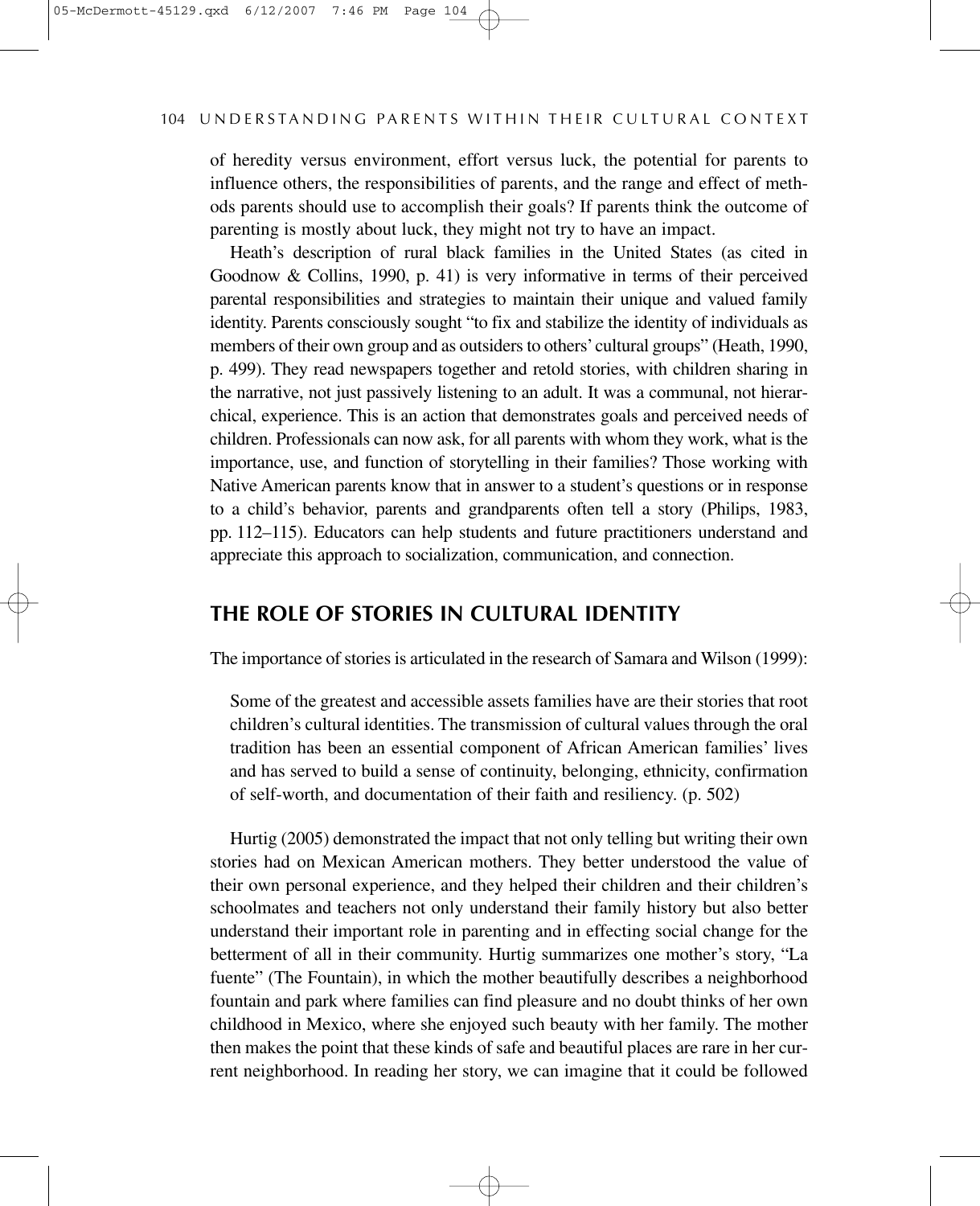of heredity versus environment, effort versus luck, the potential for parents to influence others, the responsibilities of parents, and the range and effect of methods parents should use to accomplish their goals? If parents think the outcome of parenting is mostly about luck, they might not try to have an impact.

Heath's description of rural black families in the United States (as cited in Goodnow & Collins, 1990, p. 41) is very informative in terms of their perceived parental responsibilities and strategies to maintain their unique and valued family identity. Parents consciously sought "to fix and stabilize the identity of individuals as members of their own group and as outsiders to others' cultural groups" (Heath, 1990, p. 499). They read newspapers together and retold stories, with children sharing in the narrative, not just passively listening to an adult. It was a communal, not hierarchical, experience. This is an action that demonstrates goals and perceived needs of children. Professionals can now ask, for all parents with whom they work, what is the importance, use, and function of storytelling in their families? Those working with Native American parents know that in answer to a student's questions or in response to a child's behavior, parents and grandparents often tell a story (Philips, 1983, pp. 112–115). Educators can help students and future practitioners understand and appreciate this approach to socialization, communication, and connection.

## THE ROLE OF STORIES IN CULTURAL IDENTITY

The importance of stories is articulated in the research of Samara and Wilson (1999):

> Some of the greatest and accessible assets families have are their stories that root children's cultural identities. The transmission of cultural values through the oral tradition has been an essential component of African American families' lives and has served to build a sense of continuity, belonging, ethnicity, confirmation of self-worth, and documentation of their faith and resiliency. (p. 502)

Hurtig (2005) demonstrated the impact that not only telling but writing their own stories had on Mexican American mothers. They better understood the value of their own personal experience, and they helped their children and their children's schoolmates and teachers not only understand their family history but also better understand their important role in parenting and in effecting social change for the betterment of all in their community. Hurtig summarizes one mother's story, "La fuente" (The Fountain), in which the mother beautifully describes a neighborhood fountain and park where families can find pleasure and no doubt thinks of her own childhood in Mexico, where she enjoyed such beauty with her family. The mother then makes the point that these kinds of safe and beautiful places are rare in her current neighborhood. In reading her story, we can imagine that it could be followed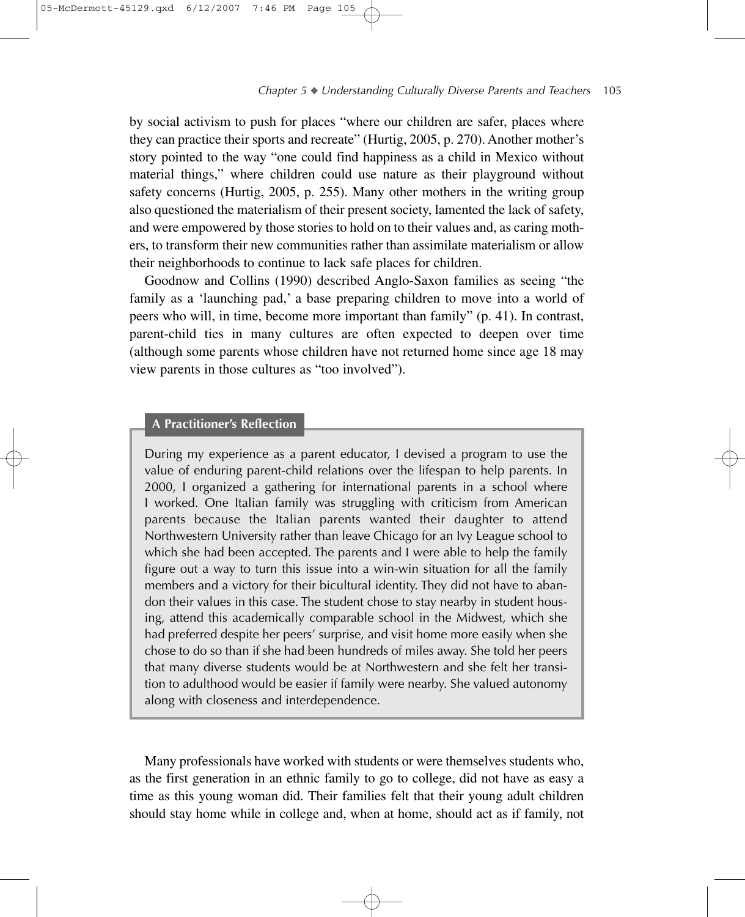by social activism to push for places "where our children are safer, places where they can practice their sports and recreate" (Hurtig, 2005, p. 270). Another mother's story pointed to the way "one could find happiness as a child in Mexico without material things," where children could use nature as their playground without safety concerns (Hurtig, 2005, p. 255). Many other mothers in the writing group also questioned the materialism of their present society, lamented the lack of safety, and were empowered by those stories to hold on to their values and, as caring mothers, to transform their new communities rather than assimilate materialism or allow their neighborhoods to continue to lack safe places for children.

Goodnow and Collins (1990) described Anglo-Saxon families as seeing "the family as a 'launching pad,' a base preparing children to move into a world of peers who will, in time, become more important than family" (p. 41). In contrast, parent-child ties in many cultures are often expected to deepen over time (although some parents whose children have not returned home since age 18 may view parents in those cultures as "too involved").

> **A Practitioner's Reflection**
>
> During my experience as a parent educator, I devised a program to use the value of enduring parent-child relations over the lifespan to help parents. In 2000, I organized a gathering for international parents in a school where I worked. One Italian family was struggling with criticism from American parents because the Italian parents wanted their daughter to attend Northwestern University rather than leave Chicago for an Ivy League school to which she had been accepted. The parents and I were able to help the family figure out a way to turn this issue into a win-win situation for all the family members and a victory for their bicultural identity. They did not have to abandon their values in this case. The student chose to stay nearby in student housing, attend this academically comparable school in the Midwest, which she had preferred despite her peers' surprise, and visit home more easily when she chose to do so than if she had been hundreds of miles away. She told her peers that many diverse students would be at Northwestern and she felt her transition to adulthood would be easier if family were nearby. She valued autonomy along with closeness and interdependence.

Many professionals have worked with students or were themselves students who, as the first generation in an ethnic family to go to college, did not have as easy a time as this young woman did. Their families felt that their young adult children should stay home while in college and, when at home, should act as if family, not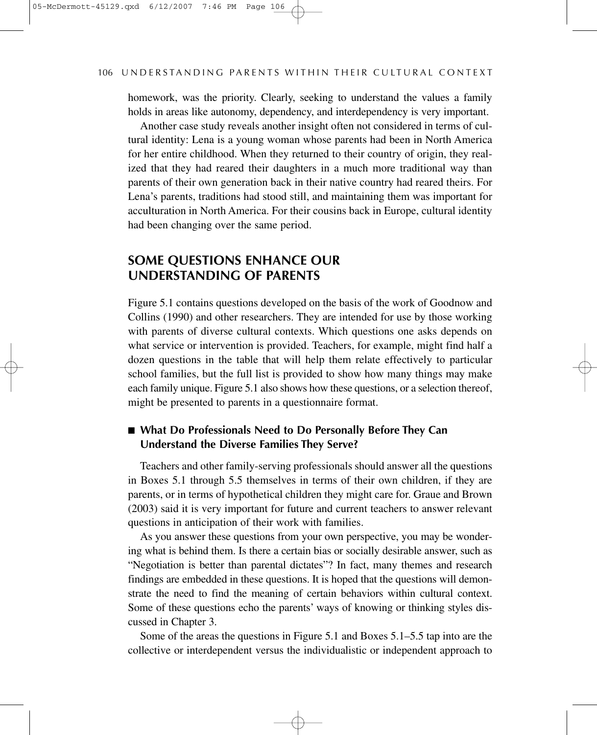homework, was the priority. Clearly, seeking to understand the values a family holds in areas like autonomy, dependency, and interdependency is very important.

Another case study reveals another insight often not considered in terms of cultural identity: Lena is a young woman whose parents had been in North America for her entire childhood. When they returned to their country of origin, they realized that they had reared their daughters in a much more traditional way than parents of their own generation back in their native country had reared theirs. For Lena's parents, traditions had stood still, and maintaining them was important for acculturation in North America. For their cousins back in Europe, cultural identity had been changing over the same period.

## SOME QUESTIONS ENHANCE OUR UNDERSTANDING OF PARENTS

Figure 5.1 contains questions developed on the basis of the work of Goodnow and Collins (1990) and other researchers. They are intended for use by those working with parents of diverse cultural contexts. Which questions one asks depends on what service or intervention is provided. Teachers, for example, might find half a dozen questions in the table that will help them relate effectively to particular school families, but the full list is provided to show how many things may make each family unique. Figure 5.1 also shows how these questions, or a selection thereof, might be presented to parents in a questionnaire format.

### ■ What Do Professionals Need to Do Personally Before They Can Understand the Diverse Families They Serve?

Teachers and other family-serving professionals should answer all the questions in Boxes 5.1 through 5.5 themselves in terms of their own children, if they are parents, or in terms of hypothetical children they might care for. Graue and Brown (2003) said it is very important for future and current teachers to answer relevant questions in anticipation of their work with families.

As you answer these questions from your own perspective, you may be wondering what is behind them. Is there a certain bias or socially desirable answer, such as "Negotiation is better than parental dictates"? In fact, many themes and research findings are embedded in these questions. It is hoped that the questions will demonstrate the need to find the meaning of certain behaviors within cultural context. Some of these questions echo the parents' ways of knowing or thinking styles discussed in Chapter 3.

Some of the areas the questions in Figure 5.1 and Boxes 5.1–5.5 tap into are the collective or interdependent versus the individualistic or independent approach to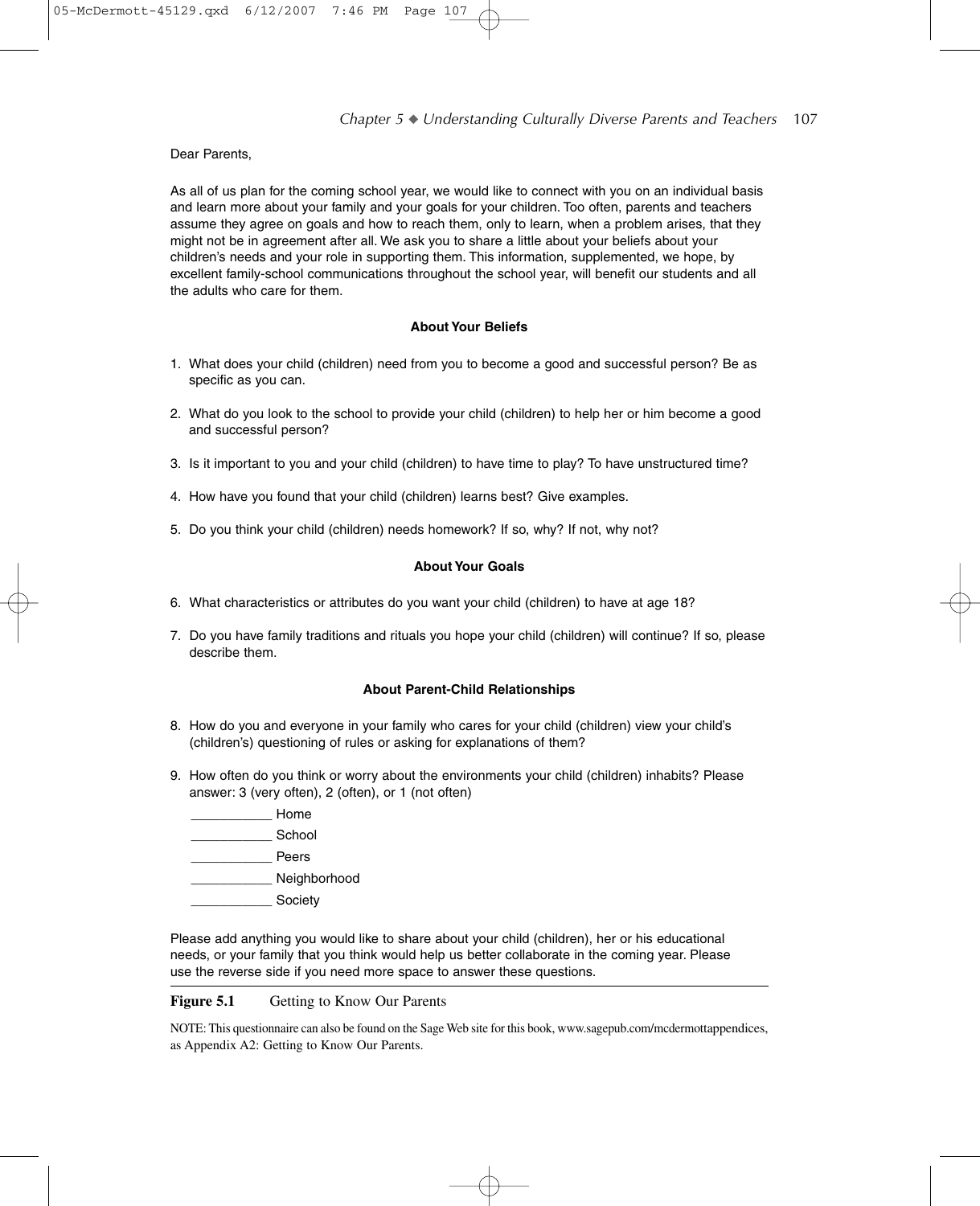Dear Parents,

As all of us plan for the coming school year, we would like to connect with you on an individual basis and learn more about your family and your goals for your children. Too often, parents and teachers assume they agree on goals and how to reach them, only to learn, when a problem arises, that they might not be in agreement after all. We ask you to share a little about your beliefs about your children's needs and your role in supporting them. This information, supplemented, we hope, by excellent family-school communications throughout the school year, will benefit our students and all the adults who care for them.

**About Your Beliefs**

1. What does your child (children) need from you to become a good and successful person? Be as specific as you can.
2. What do you look to the school to provide your child (children) to help her or him become a good and successful person?
3. Is it important to you and your child (children) to have time to play? To have unstructured time?
4. How have you found that your child (children) learns best? Give examples.
5. Do you think your child (children) needs homework? If so, why? If not, why not?

**About Your Goals**

6. What characteristics or attributes do you want your child (children) to have at age 18?
7. Do you have family traditions and rituals you hope your child (children) will continue? If so, please describe them.

**About Parent-Child Relationships**

8. How do you and everyone in your family who cares for your child (children) view your child's (children's) questioning of rules or asking for explanations of them?
9. How often do you think or worry about the environments your child (children) inhabits? Please answer: 3 (very often), 2 (often), or 1 (not often)

    ___________ Home

    ___________ School

    ___________ Peers

    ___________ Neighborhood

    ___________ Society

Please add anything you would like to share about your child (children), her or his educational needs, or your family that you think would help us better collaborate in the coming year. Please use the reverse side if you need more space to answer these questions.

**Figure 5.1** Getting to Know Our Parents

NOTE: This questionnaire can also be found on the Sage Web site for this book, www.sagepub.com/mcdermottappendices, as Appendix A2: Getting to Know Our Parents.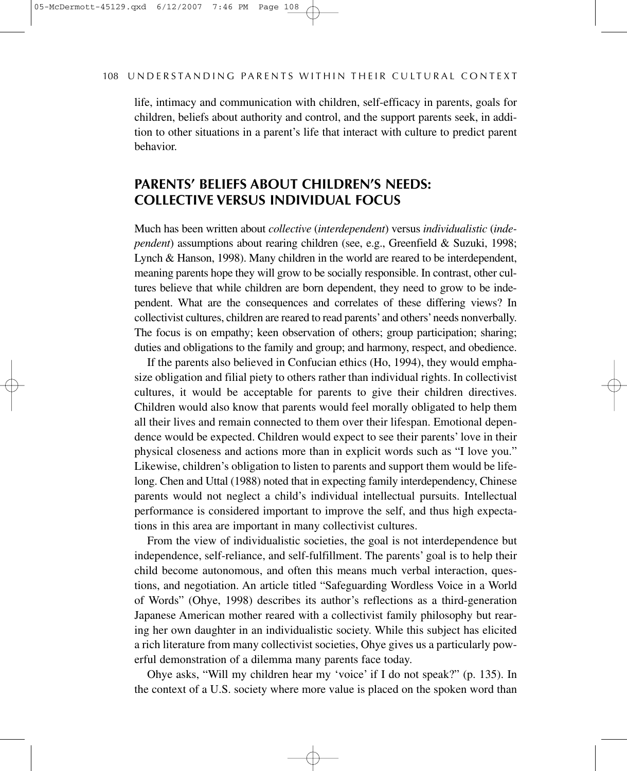life, intimacy and communication with children, self-efficacy in parents, goals for children, beliefs about authority and control, and the support parents seek, in addition to other situations in a parent's life that interact with culture to predict parent behavior.

## PARENTS' BELIEFS ABOUT CHILDREN'S NEEDS: COLLECTIVE VERSUS INDIVIDUAL FOCUS

Much has been written about *collective* (*interdependent*) versus *individualistic* (*independent*) assumptions about rearing children (see, e.g., Greenfield & Suzuki, 1998; Lynch & Hanson, 1998). Many children in the world are reared to be interdependent, meaning parents hope they will grow to be socially responsible. In contrast, other cultures believe that while children are born dependent, they need to grow to be independent. What are the consequences and correlates of these differing views? In collectivist cultures, children are reared to read parents' and others' needs nonverbally. The focus is on empathy; keen observation of others; group participation; sharing; duties and obligations to the family and group; and harmony, respect, and obedience.

If the parents also believed in Confucian ethics (Ho, 1994), they would emphasize obligation and filial piety to others rather than individual rights. In collectivist cultures, it would be acceptable for parents to give their children directives. Children would also know that parents would feel morally obligated to help them all their lives and remain connected to them over their lifespan. Emotional dependence would be expected. Children would expect to see their parents' love in their physical closeness and actions more than in explicit words such as "I love you." Likewise, children's obligation to listen to parents and support them would be lifelong. Chen and Uttal (1988) noted that in expecting family interdependency, Chinese parents would not neglect a child's individual intellectual pursuits. Intellectual performance is considered important to improve the self, and thus high expectations in this area are important in many collectivist cultures.

From the view of individualistic societies, the goal is not interdependence but independence, self-reliance, and self-fulfillment. The parents' goal is to help their child become autonomous, and often this means much verbal interaction, questions, and negotiation. An article titled "Safeguarding Wordless Voice in a World of Words" (Ohye, 1998) describes its author's reflections as a third-generation Japanese American mother reared with a collectivist family philosophy but rearing her own daughter in an individualistic society. While this subject has elicited a rich literature from many collectivist societies, Ohye gives us a particularly powerful demonstration of a dilemma many parents face today.

Ohye asks, "Will my children hear my 'voice' if I do not speak?" (p. 135). In the context of a U.S. society where more value is placed on the spoken word than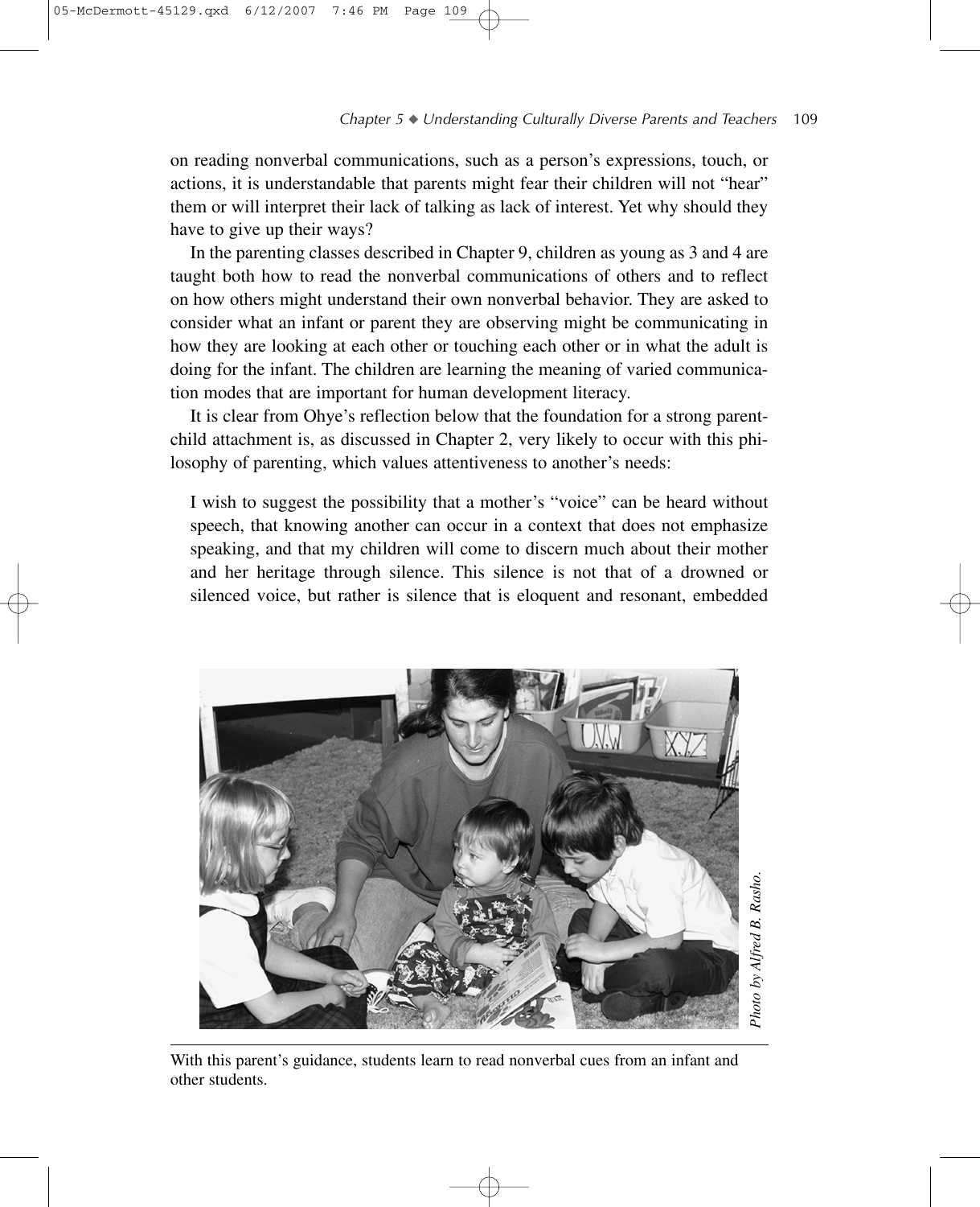on reading nonverbal communications, such as a person's expressions, touch, or actions, it is understandable that parents might fear their children will not "hear" them or will interpret their lack of talking as lack of interest. Yet why should they have to give up their ways?

In the parenting classes described in Chapter 9, children as young as 3 and 4 are taught both how to read the nonverbal communications of others and to reflect on how others might understand their own nonverbal behavior. They are asked to consider what an infant or parent they are observing might be communicating in how they are looking at each other or touching each other or in what the adult is doing for the infant. The children are learning the meaning of varied communication modes that are important for human development literacy.

It is clear from Ohye's reflection below that the foundation for a strong parent-child attachment is, as discussed in Chapter 2, very likely to occur with this philosophy of parenting, which values attentiveness to another's needs:

> I wish to suggest the possibility that a mother's "voice" can be heard without speech, that knowing another can occur in a context that does not emphasize speaking, and that my children will come to discern much about their mother and her heritage through silence. This silence is not that of a drowned or silenced voice, but rather is silence that is eloquent and resonant, embedded

*Photo by Alfred B. Rasho.*

With this parent's guidance, students learn to read nonverbal cues from an infant and other students.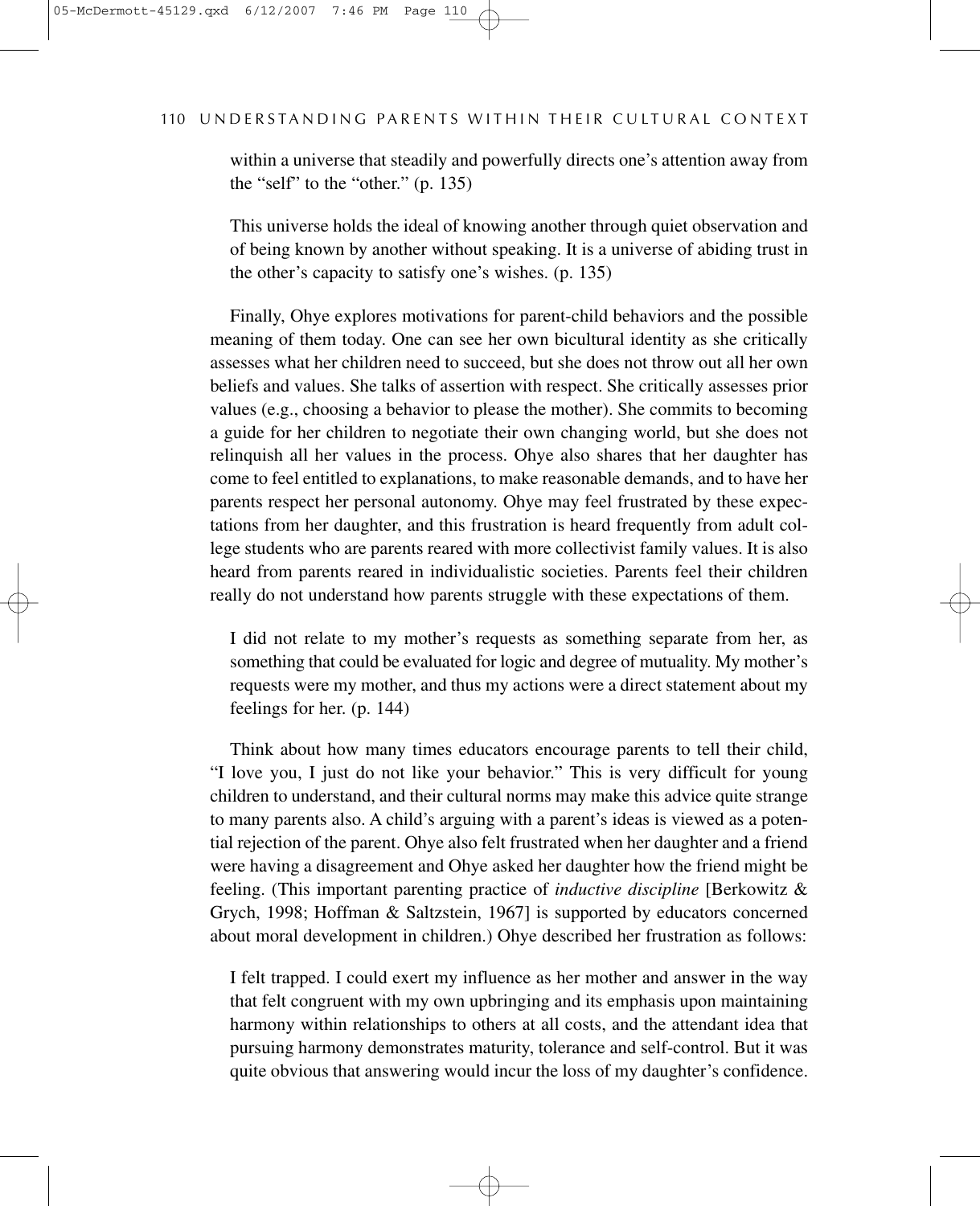> within a universe that steadily and powerfully directs one's attention away from the "self" to the "other." (p. 135)

> This universe holds the ideal of knowing another through quiet observation and of being known by another without speaking. It is a universe of abiding trust in the other's capacity to satisfy one's wishes. (p. 135)

Finally, Ohye explores motivations for parent-child behaviors and the possible meaning of them today. One can see her own bicultural identity as she critically assesses what her children need to succeed, but she does not throw out all her own beliefs and values. She talks of assertion with respect. She critically assesses prior values (e.g., choosing a behavior to please the mother). She commits to becoming a guide for her children to negotiate their own changing world, but she does not relinquish all her values in the process. Ohye also shares that her daughter has come to feel entitled to explanations, to make reasonable demands, and to have her parents respect her personal autonomy. Ohye may feel frustrated by these expectations from her daughter, and this frustration is heard frequently from adult college students who are parents reared with more collectivist family values. It is also heard from parents reared in individualistic societies. Parents feel their children really do not understand how parents struggle with these expectations of them.

> I did not relate to my mother's requests as something separate from her, as something that could be evaluated for logic and degree of mutuality. My mother's requests were my mother, and thus my actions were a direct statement about my feelings for her. (p. 144)

Think about how many times educators encourage parents to tell their child, "I love you, I just do not like your behavior." This is very difficult for young children to understand, and their cultural norms may make this advice quite strange to many parents also. A child's arguing with a parent's ideas is viewed as a potential rejection of the parent. Ohye also felt frustrated when her daughter and a friend were having a disagreement and Ohye asked her daughter how the friend might be feeling. (This important parenting practice of *inductive discipline* [Berkowitz & Grych, 1998; Hoffman & Saltzstein, 1967] is supported by educators concerned about moral development in children.) Ohye described her frustration as follows:

> I felt trapped. I could exert my influence as her mother and answer in the way that felt congruent with my own upbringing and its emphasis upon maintaining harmony within relationships to others at all costs, and the attendant idea that pursuing harmony demonstrates maturity, tolerance and self-control. But it was quite obvious that answering would incur the loss of my daughter's confidence.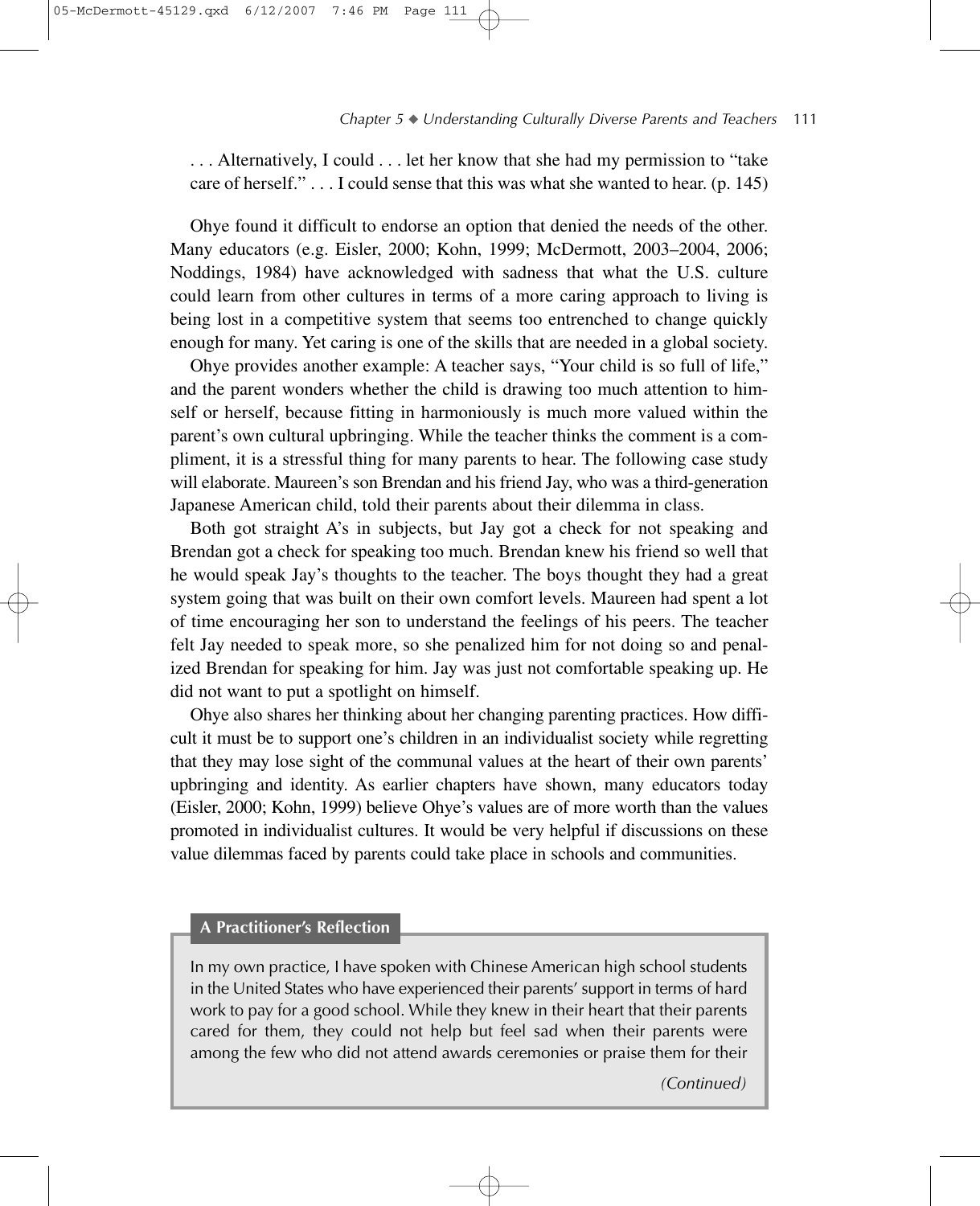> . . . Alternatively, I could . . . let her know that she had my permission to "take care of herself." . . . I could sense that this was what she wanted to hear. (p. 145)

Ohye found it difficult to endorse an option that denied the needs of the other. Many educators (e.g. Eisler, 2000; Kohn, 1999; McDermott, 2003–2004, 2006; Noddings, 1984) have acknowledged with sadness that what the U.S. culture could learn from other cultures in terms of a more caring approach to living is being lost in a competitive system that seems too entrenched to change quickly enough for many. Yet caring is one of the skills that are needed in a global society.

Ohye provides another example: A teacher says, "Your child is so full of life," and the parent wonders whether the child is drawing too much attention to himself or herself, because fitting in harmoniously is much more valued within the parent's own cultural upbringing. While the teacher thinks the comment is a compliment, it is a stressful thing for many parents to hear. The following case study will elaborate. Maureen's son Brendan and his friend Jay, who was a third-generation Japanese American child, told their parents about their dilemma in class.

Both got straight A's in subjects, but Jay got a check for not speaking and Brendan got a check for speaking too much. Brendan knew his friend so well that he would speak Jay's thoughts to the teacher. The boys thought they had a great system going that was built on their own comfort levels. Maureen had spent a lot of time encouraging her son to understand the feelings of his peers. The teacher felt Jay needed to speak more, so she penalized him for not doing so and penalized Brendan for speaking for him. Jay was just not comfortable speaking up. He did not want to put a spotlight on himself.

Ohye also shares her thinking about her changing parenting practices. How difficult it must be to support one's children in an individualist society while regretting that they may lose sight of the communal values at the heart of their own parents' upbringing and identity. As earlier chapters have shown, many educators today (Eisler, 2000; Kohn, 1999) believe Ohye's values are of more worth than the values promoted in individualist cultures. It would be very helpful if discussions on these value dilemmas faced by parents could take place in schools and communities.

**A Practitioner's Reflection**

In my own practice, I have spoken with Chinese American high school students in the United States who have experienced their parents' support in terms of hard work to pay for a good school. While they knew in their heart that their parents cared for them, they could not help but feel sad when their parents were among the few who did not attend awards ceremonies or praise them for their

*(Continued)*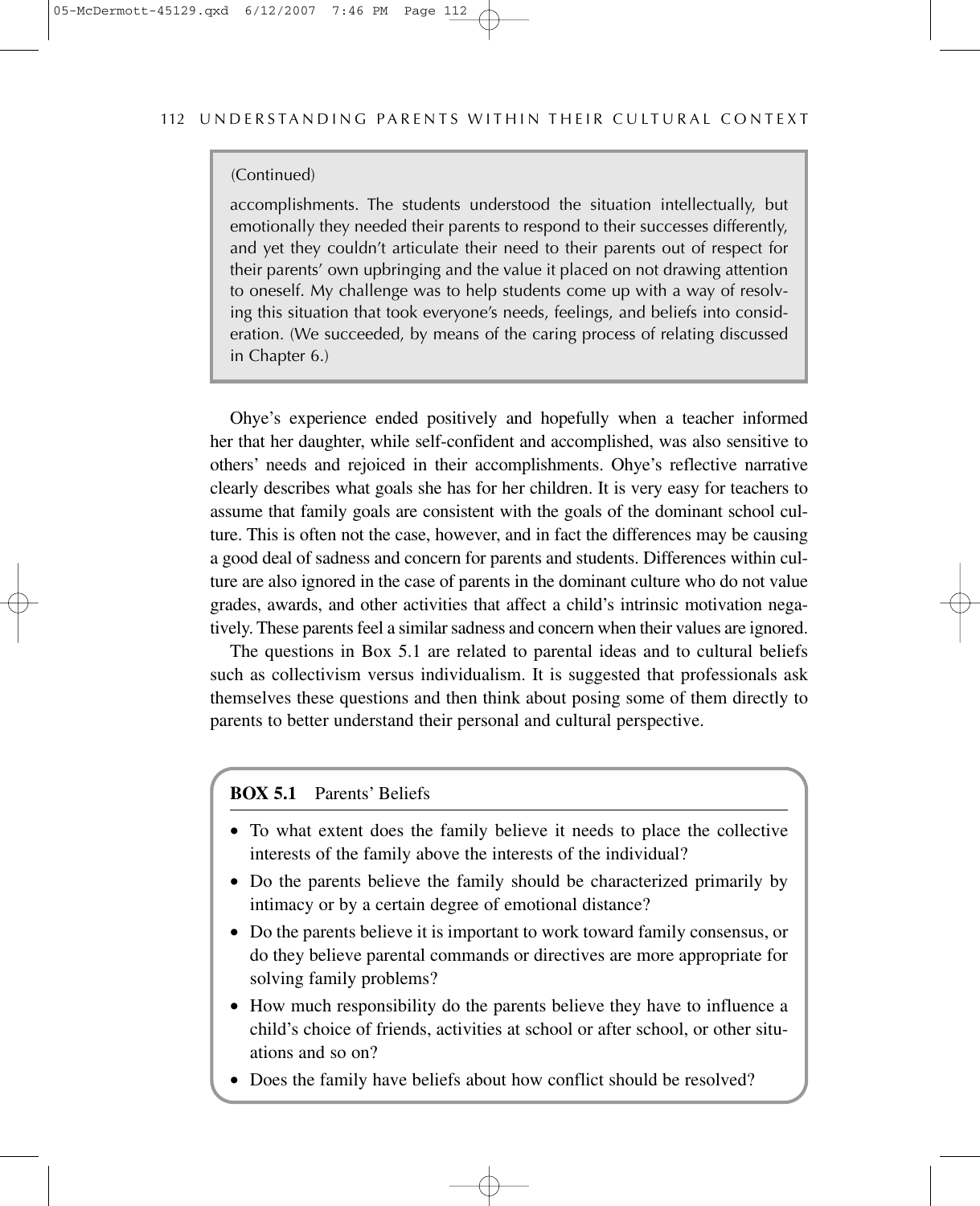(Continued)

accomplishments. The students understood the situation intellectually, but emotionally they needed their parents to respond to their successes differently, and yet they couldn't articulate their need to their parents out of respect for their parents' own upbringing and the value it placed on not drawing attention to oneself. My challenge was to help students come up with a way of resolving this situation that took everyone's needs, feelings, and beliefs into consideration. (We succeeded, by means of the caring process of relating discussed in Chapter 6.)

Ohye's experience ended positively and hopefully when a teacher informed her that her daughter, while self-confident and accomplished, was also sensitive to others' needs and rejoiced in their accomplishments. Ohye's reflective narrative clearly describes what goals she has for her children. It is very easy for teachers to assume that family goals are consistent with the goals of the dominant school culture. This is often not the case, however, and in fact the differences may be causing a good deal of sadness and concern for parents and students. Differences within culture are also ignored in the case of parents in the dominant culture who do not value grades, awards, and other activities that affect a child's intrinsic motivation negatively. These parents feel a similar sadness and concern when their values are ignored.

The questions in Box 5.1 are related to parental ideas and to cultural beliefs such as collectivism versus individualism. It is suggested that professionals ask themselves these questions and then think about posing some of them directly to parents to better understand their personal and cultural perspective.

**BOX 5.1** Parents' Beliefs

- To what extent does the family believe it needs to place the collective interests of the family above the interests of the individual?
- Do the parents believe the family should be characterized primarily by intimacy or by a certain degree of emotional distance?
- Do the parents believe it is important to work toward family consensus, or do they believe parental commands or directives are more appropriate for solving family problems?
- How much responsibility do the parents believe they have to influence a child's choice of friends, activities at school or after school, or other situations and so on?
- Does the family have beliefs about how conflict should be resolved?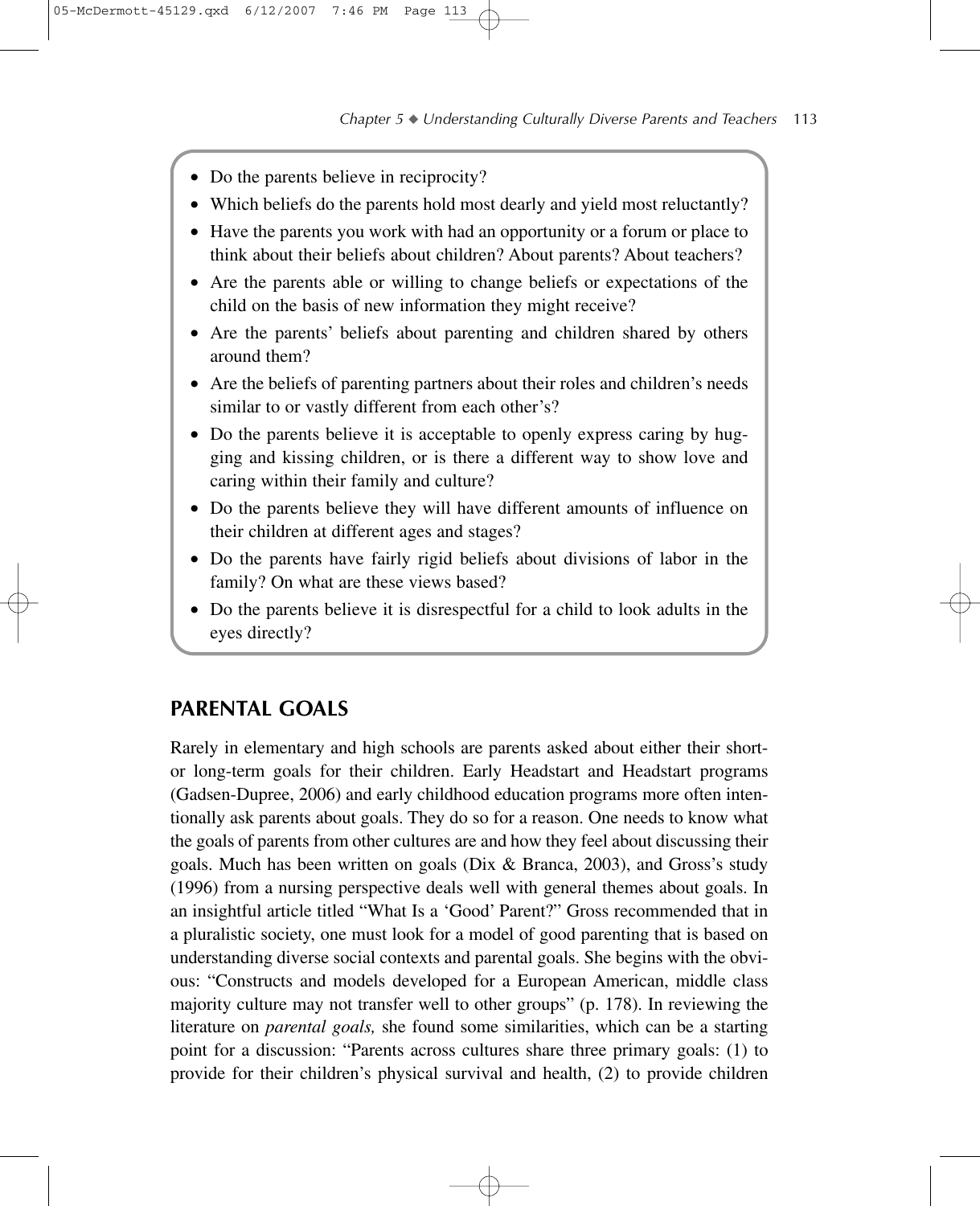- Do the parents believe in reciprocity?
- Which beliefs do the parents hold most dearly and yield most reluctantly?
- Have the parents you work with had an opportunity or a forum or place to think about their beliefs about children? About parents? About teachers?
- Are the parents able or willing to change beliefs or expectations of the child on the basis of new information they might receive?
- Are the parents' beliefs about parenting and children shared by others around them?
- Are the beliefs of parenting partners about their roles and children's needs similar to or vastly different from each other's?
- Do the parents believe it is acceptable to openly express caring by hugging and kissing children, or is there a different way to show love and caring within their family and culture?
- Do the parents believe they will have different amounts of influence on their children at different ages and stages?
- Do the parents have fairly rigid beliefs about divisions of labor in the family? On what are these views based?
- Do the parents believe it is disrespectful for a child to look adults in the eyes directly?

## PARENTAL GOALS

Rarely in elementary and high schools are parents asked about either their short- or long-term goals for their children. Early Headstart and Headstart programs (Gadsen-Dupree, 2006) and early childhood education programs more often intentionally ask parents about goals. They do so for a reason. One needs to know what the goals of parents from other cultures are and how they feel about discussing their goals. Much has been written on goals (Dix & Branca, 2003), and Gross's study (1996) from a nursing perspective deals well with general themes about goals. In an insightful article titled "What Is a 'Good' Parent?" Gross recommended that in a pluralistic society, one must look for a model of good parenting that is based on understanding diverse social contexts and parental goals. She begins with the obvious: "Constructs and models developed for a European American, middle class majority culture may not transfer well to other groups" (p. 178). In reviewing the literature on *parental goals,* she found some similarities, which can be a starting point for a discussion: "Parents across cultures share three primary goals: (1) to provide for their children's physical survival and health, (2) to provide children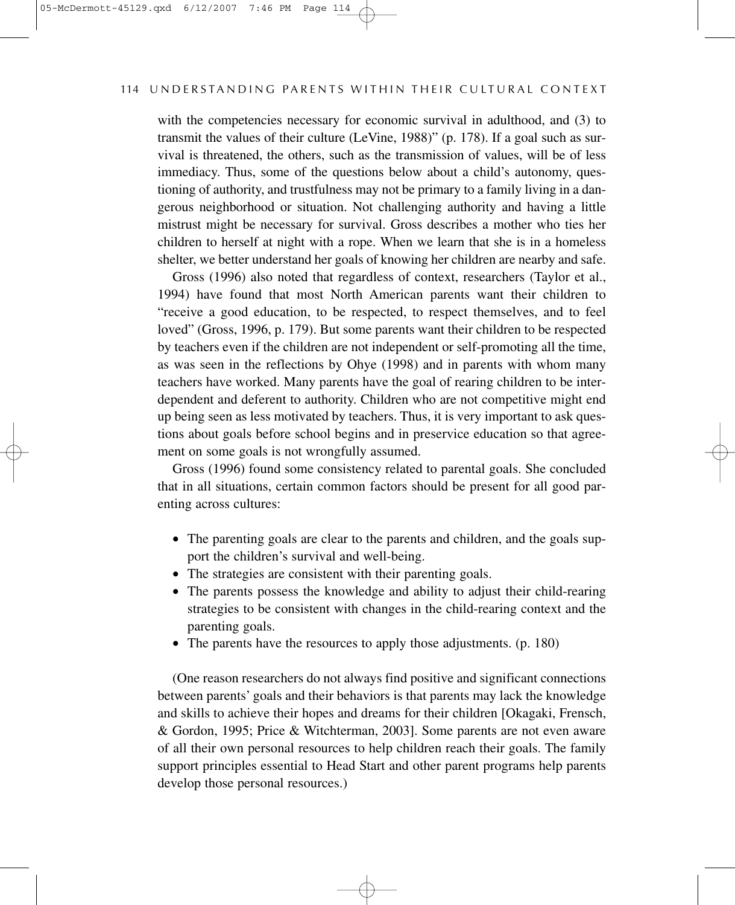with the competencies necessary for economic survival in adulthood, and (3) to transmit the values of their culture (LeVine, 1988)" (p. 178). If a goal such as survival is threatened, the others, such as the transmission of values, will be of less immediacy. Thus, some of the questions below about a child's autonomy, questioning of authority, and trustfulness may not be primary to a family living in a dangerous neighborhood or situation. Not challenging authority and having a little mistrust might be necessary for survival. Gross describes a mother who ties her children to herself at night with a rope. When we learn that she is in a homeless shelter, we better understand her goals of knowing her children are nearby and safe.

Gross (1996) also noted that regardless of context, researchers (Taylor et al., 1994) have found that most North American parents want their children to "receive a good education, to be respected, to respect themselves, and to feel loved" (Gross, 1996, p. 179). But some parents want their children to be respected by teachers even if the children are not independent or self-promoting all the time, as was seen in the reflections by Ohye (1998) and in parents with whom many teachers have worked. Many parents have the goal of rearing children to be interdependent and deferent to authority. Children who are not competitive might end up being seen as less motivated by teachers. Thus, it is very important to ask questions about goals before school begins and in preservice education so that agreement on some goals is not wrongfully assumed.

Gross (1996) found some consistency related to parental goals. She concluded that in all situations, certain common factors should be present for all good parenting across cultures:

- The parenting goals are clear to the parents and children, and the goals support the children's survival and well-being.
- The strategies are consistent with their parenting goals.
- The parents possess the knowledge and ability to adjust their child-rearing strategies to be consistent with changes in the child-rearing context and the parenting goals.
- The parents have the resources to apply those adjustments. (p. 180)

(One reason researchers do not always find positive and significant connections between parents' goals and their behaviors is that parents may lack the knowledge and skills to achieve their hopes and dreams for their children [Okagaki, Frensch, & Gordon, 1995; Price & Witchterman, 2003]. Some parents are not even aware of all their own personal resources to help children reach their goals. The family support principles essential to Head Start and other parent programs help parents develop those personal resources.)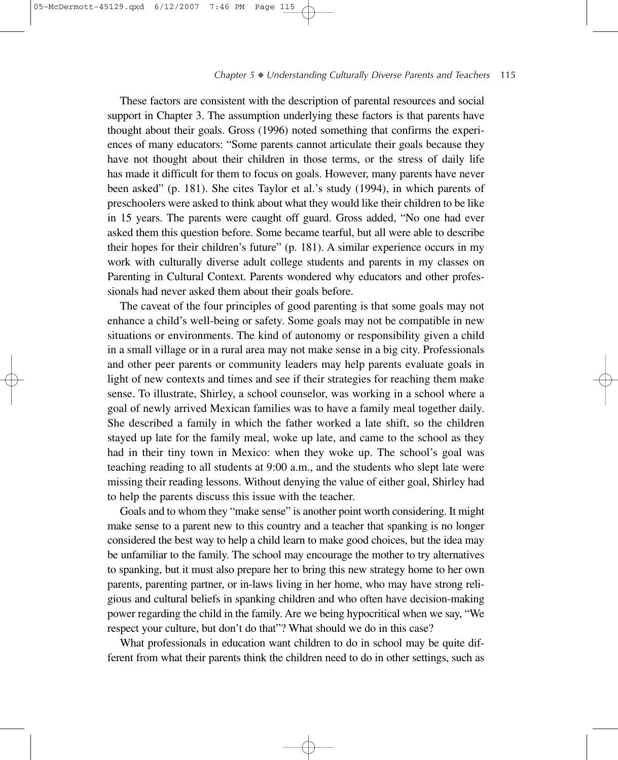These factors are consistent with the description of parental resources and social support in Chapter 3. The assumption underlying these factors is that parents have thought about their goals. Gross (1996) noted something that confirms the experiences of many educators: "Some parents cannot articulate their goals because they have not thought about their children in those terms, or the stress of daily life has made it difficult for them to focus on goals. However, many parents have never been asked" (p. 181). She cites Taylor et al.'s study (1994), in which parents of preschoolers were asked to think about what they would like their children to be like in 15 years. The parents were caught off guard. Gross added, "No one had ever asked them this question before. Some became tearful, but all were able to describe their hopes for their children's future" (p. 181). A similar experience occurs in my work with culturally diverse adult college students and parents in my classes on Parenting in Cultural Context. Parents wondered why educators and other professionals had never asked them about their goals before.

The caveat of the four principles of good parenting is that some goals may not enhance a child's well-being or safety. Some goals may not be compatible in new situations or environments. The kind of autonomy or responsibility given a child in a small village or in a rural area may not make sense in a big city. Professionals and other peer parents or community leaders may help parents evaluate goals in light of new contexts and times and see if their strategies for reaching them make sense. To illustrate, Shirley, a school counselor, was working in a school where a goal of newly arrived Mexican families was to have a family meal together daily. She described a family in which the father worked a late shift, so the children stayed up late for the family meal, woke up late, and came to the school as they had in their tiny town in Mexico: when they woke up. The school's goal was teaching reading to all students at 9:00 a.m., and the students who slept late were missing their reading lessons. Without denying the value of either goal, Shirley had to help the parents discuss this issue with the teacher.

Goals and to whom they "make sense" is another point worth considering. It might make sense to a parent new to this country and a teacher that spanking is no longer considered the best way to help a child learn to make good choices, but the idea may be unfamiliar to the family. The school may encourage the mother to try alternatives to spanking, but it must also prepare her to bring this new strategy home to her own parents, parenting partner, or in-laws living in her home, who may have strong religious and cultural beliefs in spanking children and who often have decision-making power regarding the child in the family. Are we being hypocritical when we say, "We respect your culture, but don't do that"? What should we do in this case?

What professionals in education want children to do in school may be quite different from what their parents think the children need to do in other settings, such as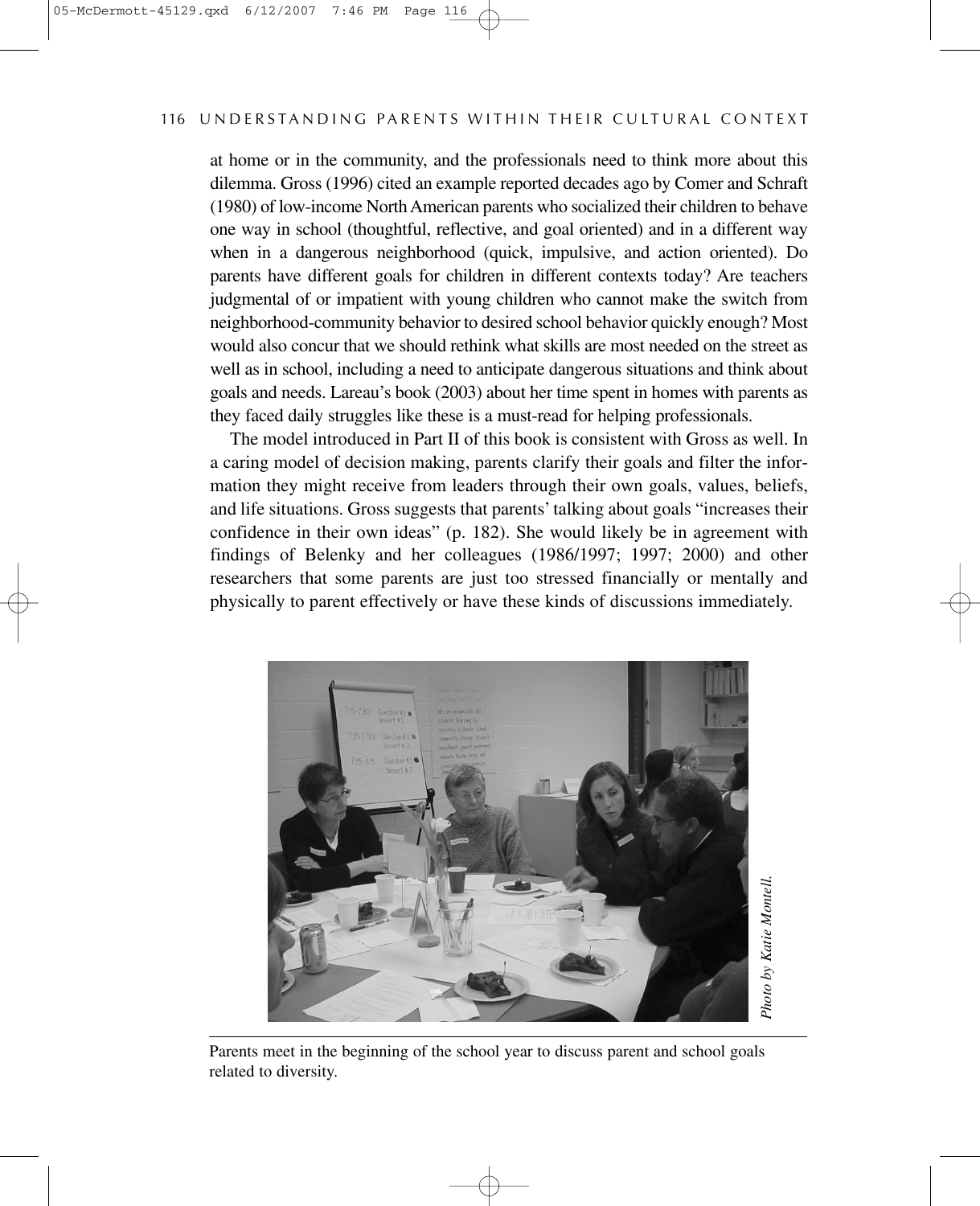at home or in the community, and the professionals need to think more about this dilemma. Gross (1996) cited an example reported decades ago by Comer and Schraft (1980) of low-income North American parents who socialized their children to behave one way in school (thoughtful, reflective, and goal oriented) and in a different way when in a dangerous neighborhood (quick, impulsive, and action oriented). Do parents have different goals for children in different contexts today? Are teachers judgmental of or impatient with young children who cannot make the switch from neighborhood-community behavior to desired school behavior quickly enough? Most would also concur that we should rethink what skills are most needed on the street as well as in school, including a need to anticipate dangerous situations and think about goals and needs. Lareau's book (2003) about her time spent in homes with parents as they faced daily struggles like these is a must-read for helping professionals.

The model introduced in Part II of this book is consistent with Gross as well. In a caring model of decision making, parents clarify their goals and filter the information they might receive from leaders through their own goals, values, beliefs, and life situations. Gross suggests that parents' talking about goals "increases their confidence in their own ideas" (p. 182). She would likely be in agreement with findings of Belenky and her colleagues (1986/1997; 1997; 2000) and other researchers that some parents are just too stressed financially or mentally and physically to parent effectively or have these kinds of discussions immediately.

*Photo by Katie Montell.*

Parents meet in the beginning of the school year to discuss parent and school goals related to diversity.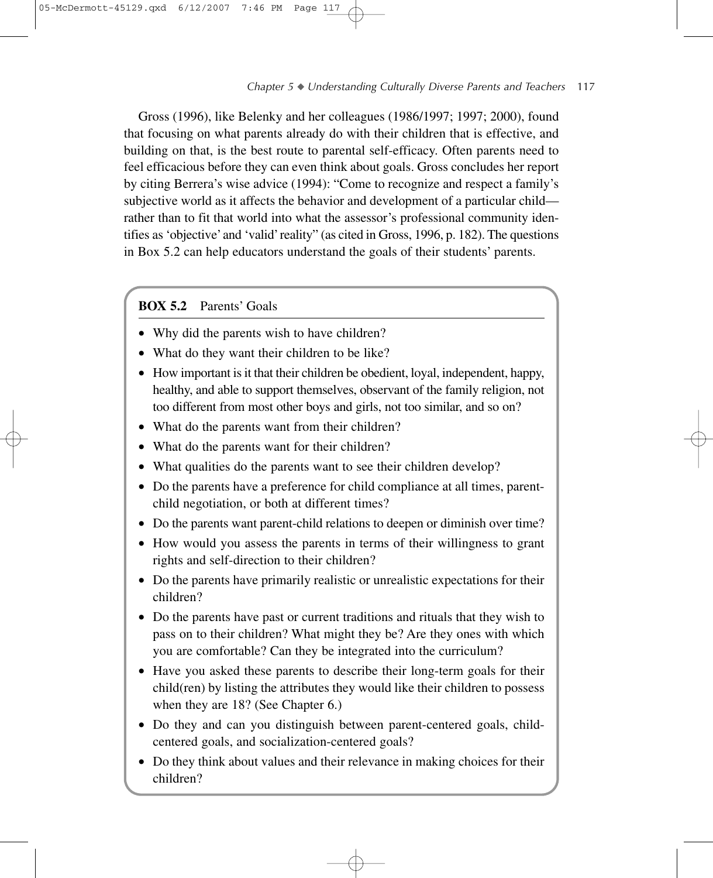Gross (1996), like Belenky and her colleagues (1986/1997; 1997; 2000), found that focusing on what parents already do with their children that is effective, and building on that, is the best route to parental self-efficacy. Often parents need to feel efficacious before they can even think about goals. Gross concludes her report by citing Berrera's wise advice (1994): "Come to recognize and respect a family's subjective world as it affects the behavior and development of a particular child—rather than to fit that world into what the assessor's professional community identifies as 'objective' and 'valid' reality" (as cited in Gross, 1996, p. 182). The questions in Box 5.2 can help educators understand the goals of their students' parents.

**BOX 5.2** Parents' Goals

- Why did the parents wish to have children?
- What do they want their children to be like?
- How important is it that their children be obedient, loyal, independent, happy, healthy, and able to support themselves, observant of the family religion, not too different from most other boys and girls, not too similar, and so on?
- What do the parents want from their children?
- What do the parents want for their children?
- What qualities do the parents want to see their children develop?
- Do the parents have a preference for child compliance at all times, parent-child negotiation, or both at different times?
- Do the parents want parent-child relations to deepen or diminish over time?
- How would you assess the parents in terms of their willingness to grant rights and self-direction to their children?
- Do the parents have primarily realistic or unrealistic expectations for their children?
- Do the parents have past or current traditions and rituals that they wish to pass on to their children? What might they be? Are they ones with which you are comfortable? Can they be integrated into the curriculum?
- Have you asked these parents to describe their long-term goals for their child(ren) by listing the attributes they would like their children to possess when they are 18? (See Chapter 6.)
- Do they and can you distinguish between parent-centered goals, child-centered goals, and socialization-centered goals?
- Do they think about values and their relevance in making choices for their children?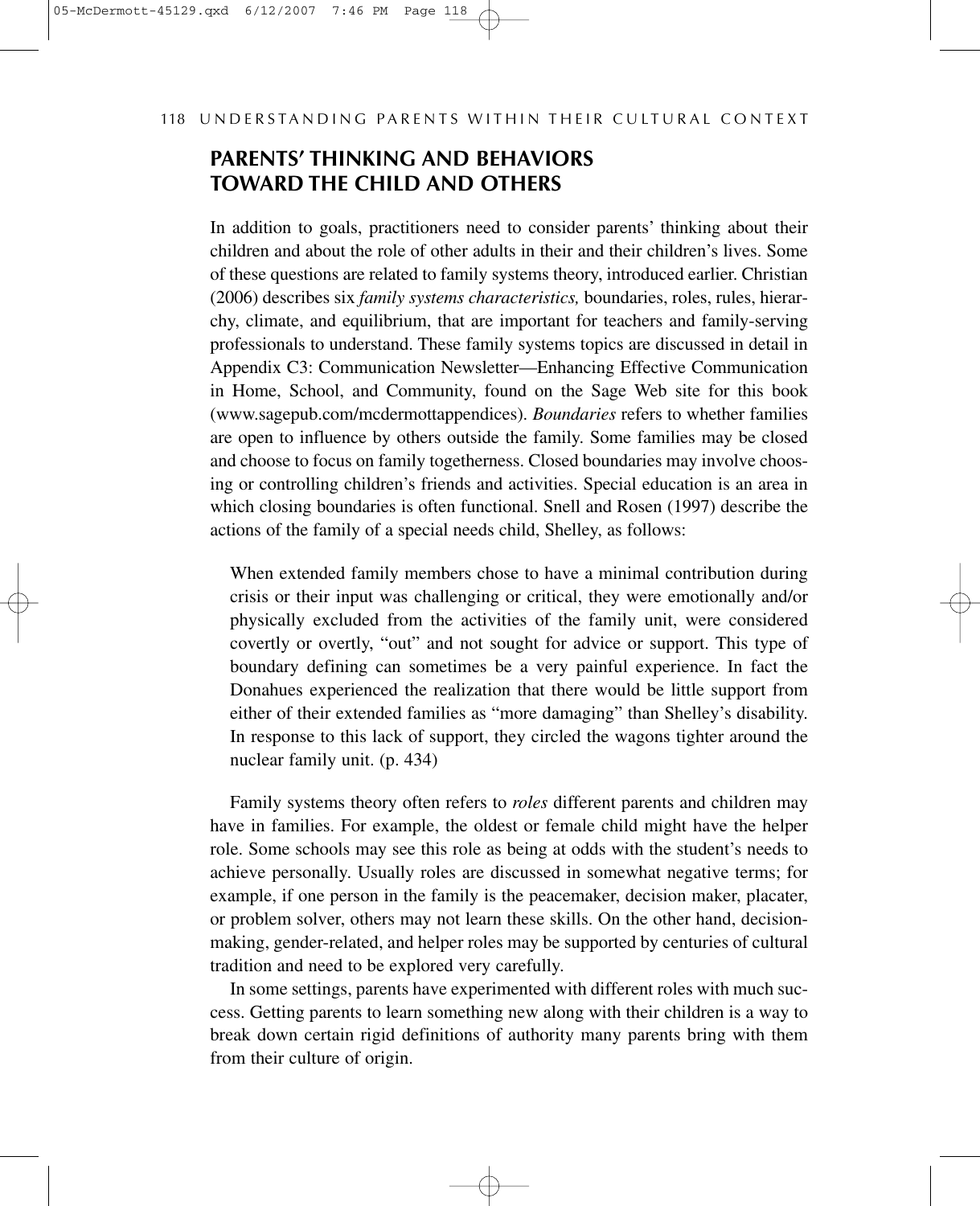## PARENTS' THINKING AND BEHAVIORS TOWARD THE CHILD AND OTHERS

In addition to goals, practitioners need to consider parents' thinking about their children and about the role of other adults in their and their children's lives. Some of these questions are related to family systems theory, introduced earlier. Christian (2006) describes six *family systems characteristics,* boundaries, roles, rules, hierarchy, climate, and equilibrium, that are important for teachers and family-serving professionals to understand. These family systems topics are discussed in detail in Appendix C3: Communication Newsletter—Enhancing Effective Communication in Home, School, and Community, found on the Sage Web site for this book (www.sagepub.com/mcdermottappendices). *Boundaries* refers to whether families are open to influence by others outside the family. Some families may be closed and choose to focus on family togetherness. Closed boundaries may involve choosing or controlling children's friends and activities. Special education is an area in which closing boundaries is often functional. Snell and Rosen (1997) describe the actions of the family of a special needs child, Shelley, as follows:

> When extended family members chose to have a minimal contribution during crisis or their input was challenging or critical, they were emotionally and/or physically excluded from the activities of the family unit, were considered covertly or overtly, "out" and not sought for advice or support. This type of boundary defining can sometimes be a very painful experience. In fact the Donahues experienced the realization that there would be little support from either of their extended families as "more damaging" than Shelley's disability. In response to this lack of support, they circled the wagons tighter around the nuclear family unit. (p. 434)

Family systems theory often refers to *roles* different parents and children may have in families. For example, the oldest or female child might have the helper role. Some schools may see this role as being at odds with the student's needs to achieve personally. Usually roles are discussed in somewhat negative terms; for example, if one person in the family is the peacemaker, decision maker, placater, or problem solver, others may not learn these skills. On the other hand, decision-making, gender-related, and helper roles may be supported by centuries of cultural tradition and need to be explored very carefully.

In some settings, parents have experimented with different roles with much success. Getting parents to learn something new along with their children is a way to break down certain rigid definitions of authority many parents bring with them from their culture of origin.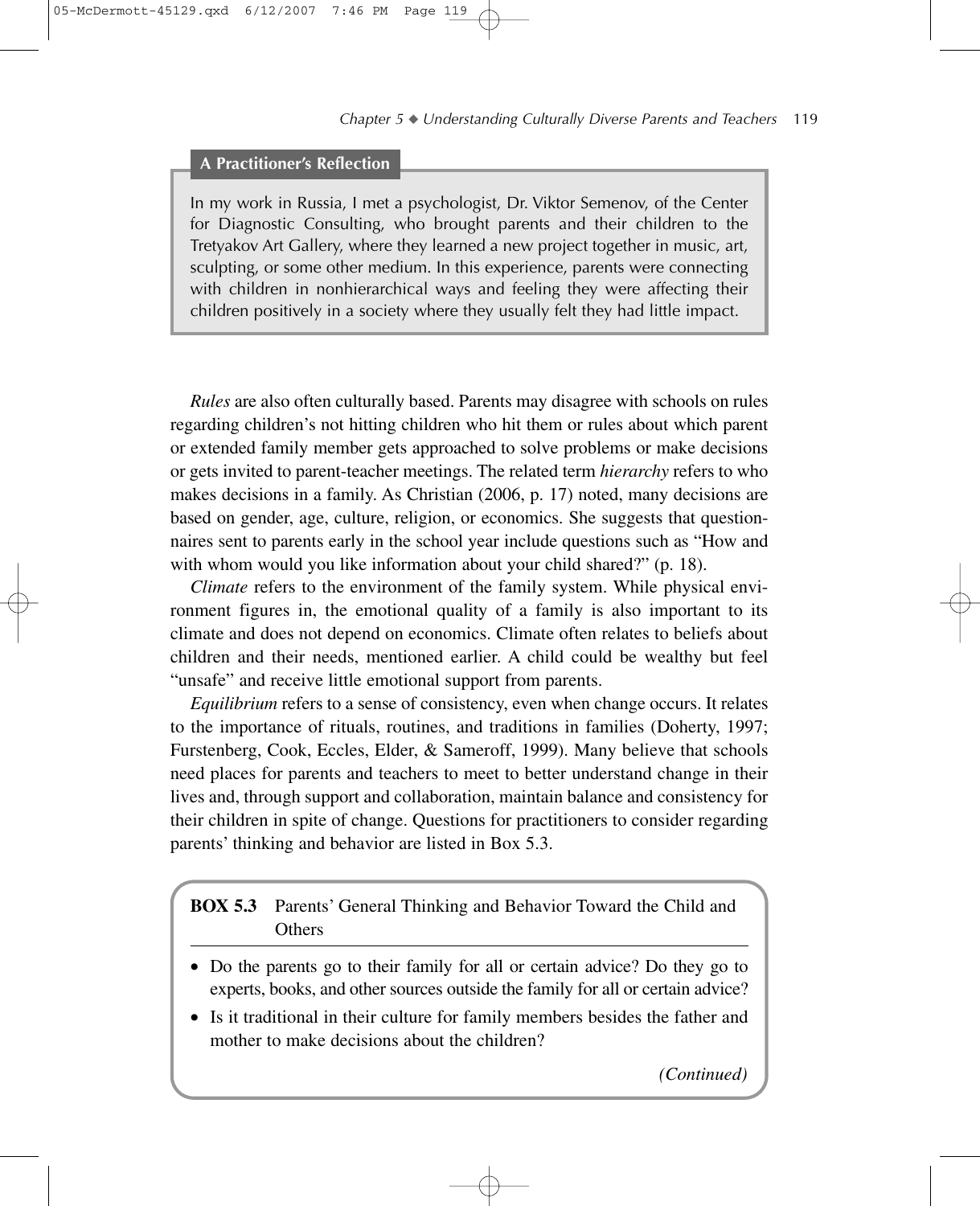**A Practitioner's Reflection**

In my work in Russia, I met a psychologist, Dr. Viktor Semenov, of the Center for Diagnostic Consulting, who brought parents and their children to the Tretyakov Art Gallery, where they learned a new project together in music, art, sculpting, or some other medium. In this experience, parents were connecting with children in nonhierarchical ways and feeling they were affecting their children positively in a society where they usually felt they had little impact.

*Rules* are also often culturally based. Parents may disagree with schools on rules regarding children's not hitting children who hit them or rules about which parent or extended family member gets approached to solve problems or make decisions or gets invited to parent-teacher meetings. The related term *hierarchy* refers to who makes decisions in a family. As Christian (2006, p. 17) noted, many decisions are based on gender, age, culture, religion, or economics. She suggests that questionnaires sent to parents early in the school year include questions such as "How and with whom would you like information about your child shared?" (p. 18).

*Climate* refers to the environment of the family system. While physical environment figures in, the emotional quality of a family is also important to its climate and does not depend on economics. Climate often relates to beliefs about children and their needs, mentioned earlier. A child could be wealthy but feel "unsafe" and receive little emotional support from parents.

*Equilibrium* refers to a sense of consistency, even when change occurs. It relates to the importance of rituals, routines, and traditions in families (Doherty, 1997; Furstenberg, Cook, Eccles, Elder, & Sameroff, 1999). Many believe that schools need places for parents and teachers to meet to better understand change in their lives and, through support and collaboration, maintain balance and consistency for their children in spite of change. Questions for practitioners to consider regarding parents' thinking and behavior are listed in Box 5.3.

**BOX 5.3** Parents' General Thinking and Behavior Toward the Child and Others

- Do the parents go to their family for all or certain advice? Do they go to experts, books, and other sources outside the family for all or certain advice?
- Is it traditional in their culture for family members besides the father and mother to make decisions about the children?

*(Continued)*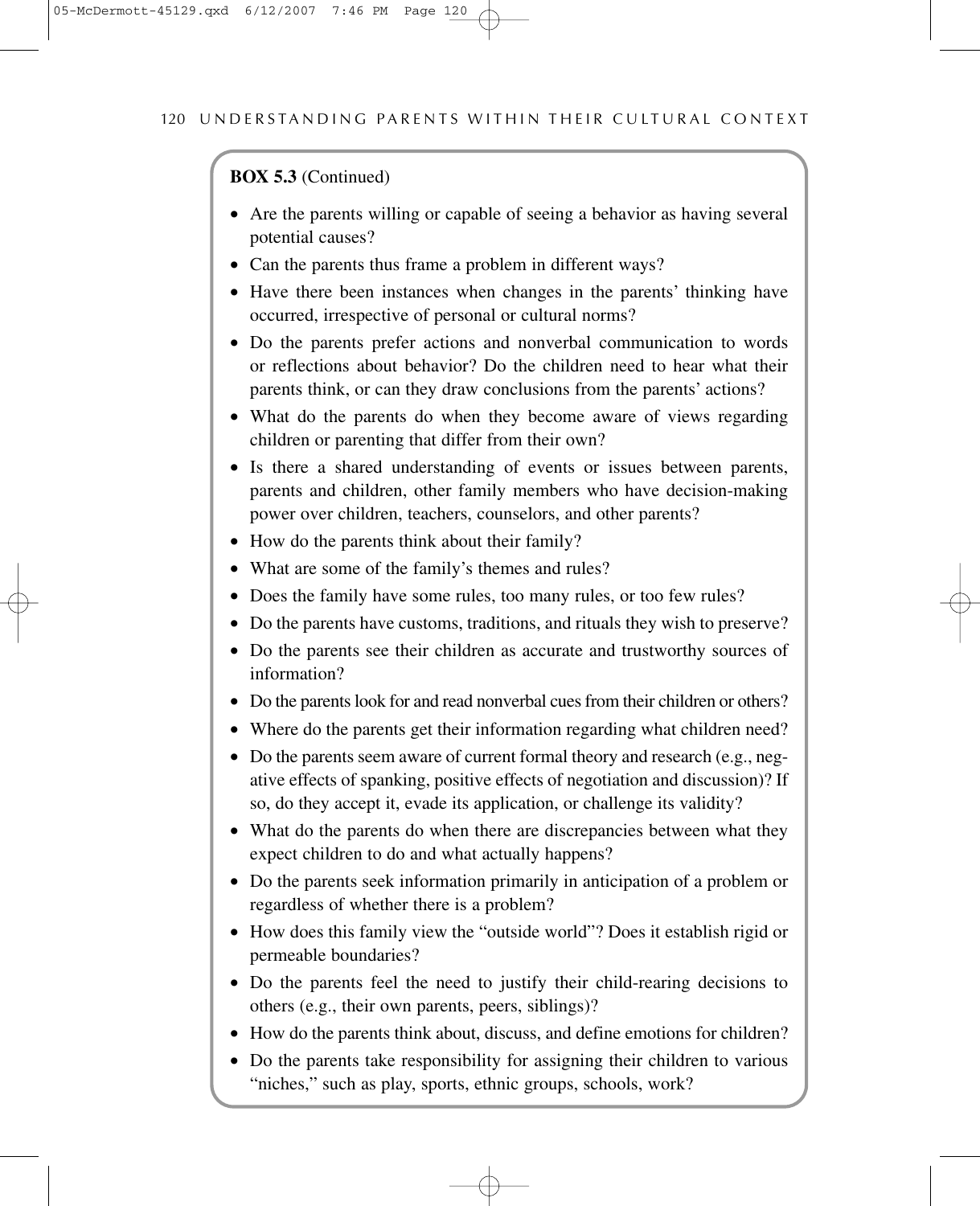**BOX 5.3** (Continued)

- Are the parents willing or capable of seeing a behavior as having several potential causes?
- Can the parents thus frame a problem in different ways?
- Have there been instances when changes in the parents' thinking have occurred, irrespective of personal or cultural norms?
- Do the parents prefer actions and nonverbal communication to words or reflections about behavior? Do the children need to hear what their parents think, or can they draw conclusions from the parents' actions?
- What do the parents do when they become aware of views regarding children or parenting that differ from their own?
- Is there a shared understanding of events or issues between parents, parents and children, other family members who have decision-making power over children, teachers, counselors, and other parents?
- How do the parents think about their family?
- What are some of the family's themes and rules?
- Does the family have some rules, too many rules, or too few rules?
- Do the parents have customs, traditions, and rituals they wish to preserve?
- Do the parents see their children as accurate and trustworthy sources of information?
- Do the parents look for and read nonverbal cues from their children or others?
- Where do the parents get their information regarding what children need?
- Do the parents seem aware of current formal theory and research (e.g., negative effects of spanking, positive effects of negotiation and discussion)? If so, do they accept it, evade its application, or challenge its validity?
- What do the parents do when there are discrepancies between what they expect children to do and what actually happens?
- Do the parents seek information primarily in anticipation of a problem or regardless of whether there is a problem?
- How does this family view the "outside world"? Does it establish rigid or permeable boundaries?
- Do the parents feel the need to justify their child-rearing decisions to others (e.g., their own parents, peers, siblings)?
- How do the parents think about, discuss, and define emotions for children?
- Do the parents take responsibility for assigning their children to various "niches," such as play, sports, ethnic groups, schools, work?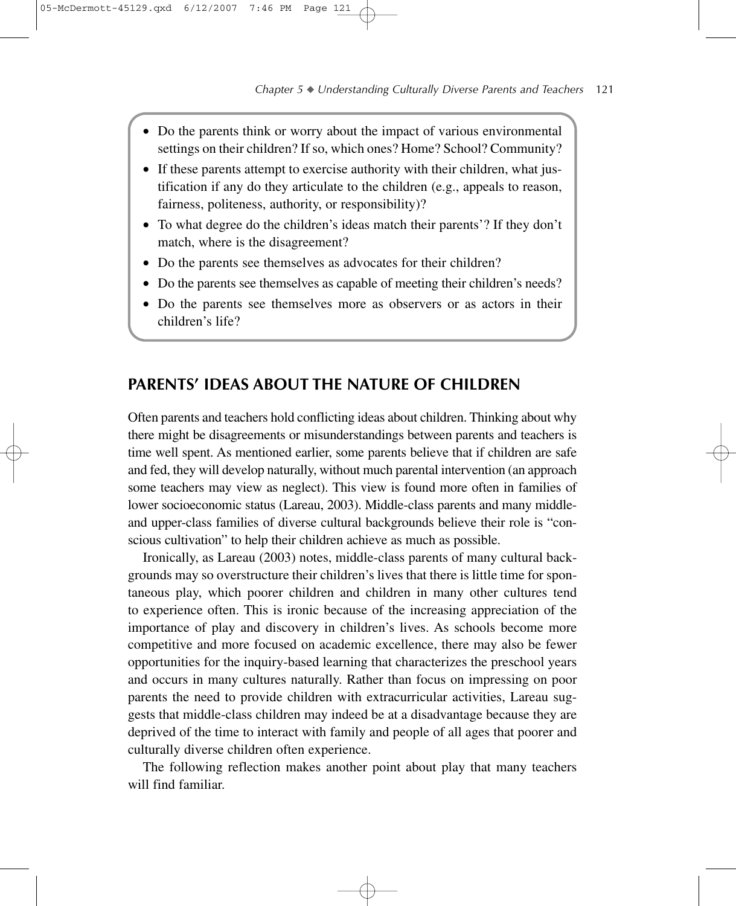- Do the parents think or worry about the impact of various environmental settings on their children? If so, which ones? Home? School? Community?
- If these parents attempt to exercise authority with their children, what justification if any do they articulate to the children (e.g., appeals to reason, fairness, politeness, authority, or responsibility)?
- To what degree do the children's ideas match their parents'? If they don't match, where is the disagreement?
- Do the parents see themselves as advocates for their children?
- Do the parents see themselves as capable of meeting their children's needs?
- Do the parents see themselves more as observers or as actors in their children's life?

## PARENTS' IDEAS ABOUT THE NATURE OF CHILDREN

Often parents and teachers hold conflicting ideas about children. Thinking about why there might be disagreements or misunderstandings between parents and teachers is time well spent. As mentioned earlier, some parents believe that if children are safe and fed, they will develop naturally, without much parental intervention (an approach some teachers may view as neglect). This view is found more often in families of lower socioeconomic status (Lareau, 2003). Middle-class parents and many middle- and upper-class families of diverse cultural backgrounds believe their role is "conscious cultivation" to help their children achieve as much as possible.

Ironically, as Lareau (2003) notes, middle-class parents of many cultural backgrounds may so overstructure their children's lives that there is little time for spontaneous play, which poorer children and children in many other cultures tend to experience often. This is ironic because of the increasing appreciation of the importance of play and discovery in children's lives. As schools become more competitive and more focused on academic excellence, there may also be fewer opportunities for the inquiry-based learning that characterizes the preschool years and occurs in many cultures naturally. Rather than focus on impressing on poor parents the need to provide children with extracurricular activities, Lareau suggests that middle-class children may indeed be at a disadvantage because they are deprived of the time to interact with family and people of all ages that poorer and culturally diverse children often experience.

The following reflection makes another point about play that many teachers will find familiar.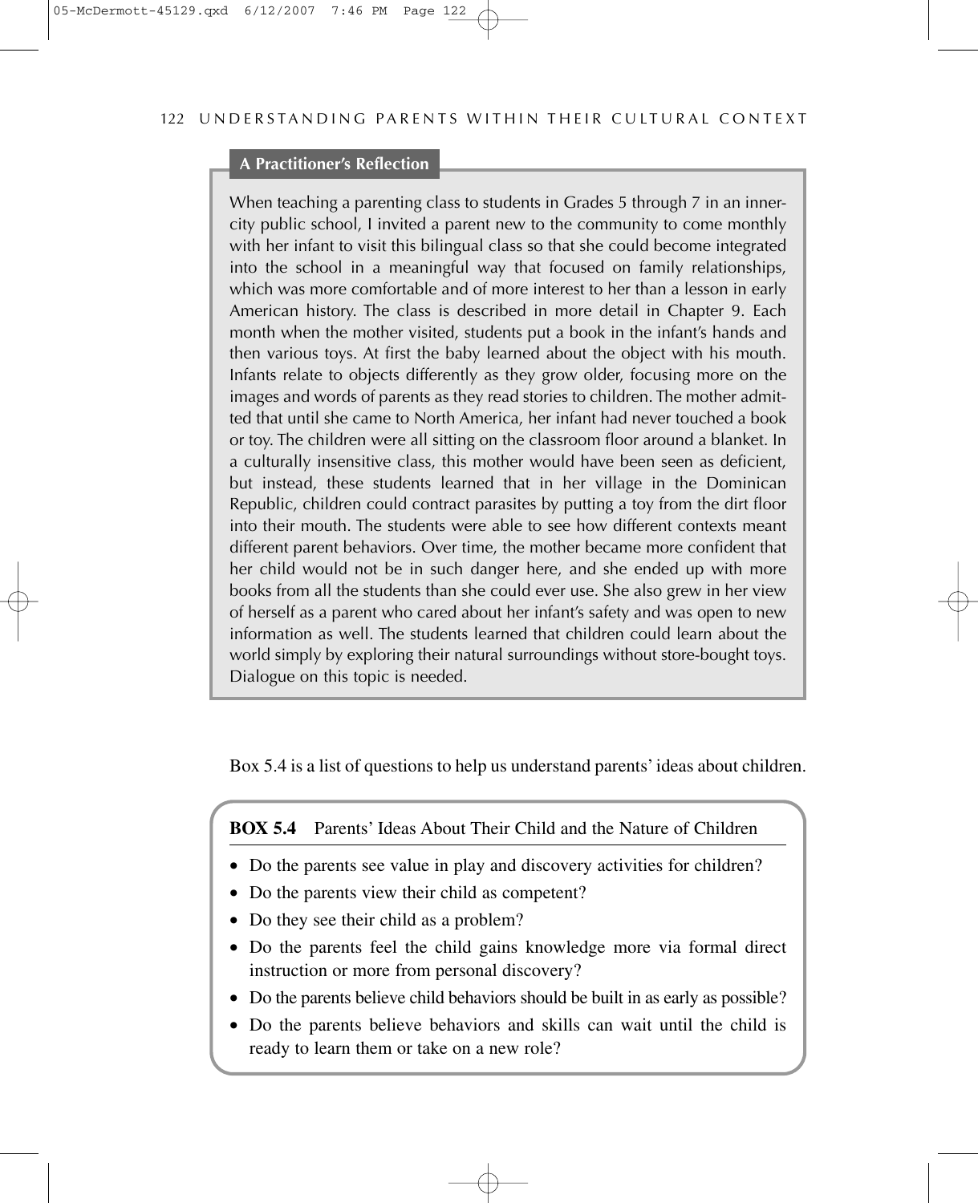**A Practitioner's Reflection**

When teaching a parenting class to students in Grades 5 through 7 in an inner-city public school, I invited a parent new to the community to come monthly with her infant to visit this bilingual class so that she could become integrated into the school in a meaningful way that focused on family relationships, which was more comfortable and of more interest to her than a lesson in early American history. The class is described in more detail in Chapter 9. Each month when the mother visited, students put a book in the infant's hands and then various toys. At first the baby learned about the object with his mouth. Infants relate to objects differently as they grow older, focusing more on the images and words of parents as they read stories to children. The mother admitted that until she came to North America, her infant had never touched a book or toy. The children were all sitting on the classroom floor around a blanket. In a culturally insensitive class, this mother would have been seen as deficient, but instead, these students learned that in her village in the Dominican Republic, children could contract parasites by putting a toy from the dirt floor into their mouth. The students were able to see how different contexts meant different parent behaviors. Over time, the mother became more confident that her child would not be in such danger here, and she ended up with more books from all the students than she could ever use. She also grew in her view of herself as a parent who cared about her infant's safety and was open to new information as well. The students learned that children could learn about the world simply by exploring their natural surroundings without store-bought toys. Dialogue on this topic is needed.

Box 5.4 is a list of questions to help us understand parents' ideas about children.

**BOX 5.4** Parents' Ideas About Their Child and the Nature of Children

- Do the parents see value in play and discovery activities for children?
- Do the parents view their child as competent?
- Do they see their child as a problem?
- Do the parents feel the child gains knowledge more via formal direct instruction or more from personal discovery?
- Do the parents believe child behaviors should be built in as early as possible?
- Do the parents believe behaviors and skills can wait until the child is ready to learn them or take on a new role?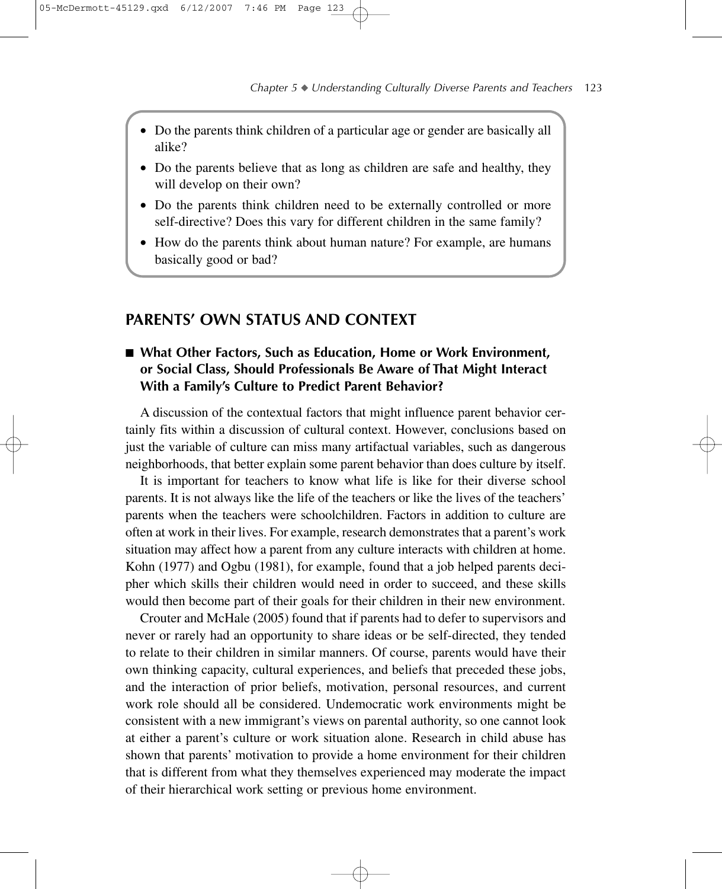- Do the parents think children of a particular age or gender are basically all alike?
- Do the parents believe that as long as children are safe and healthy, they will develop on their own?
- Do the parents think children need to be externally controlled or more self-directive? Does this vary for different children in the same family?
- How do the parents think about human nature? For example, are humans basically good or bad?

## PARENTS' OWN STATUS AND CONTEXT

### ■ What Other Factors, Such as Education, Home or Work Environment, or Social Class, Should Professionals Be Aware of That Might Interact With a Family's Culture to Predict Parent Behavior?

A discussion of the contextual factors that might influence parent behavior certainly fits within a discussion of cultural context. However, conclusions based on just the variable of culture can miss many artifactual variables, such as dangerous neighborhoods, that better explain some parent behavior than does culture by itself.

It is important for teachers to know what life is like for their diverse school parents. It is not always like the life of the teachers or like the lives of the teachers' parents when the teachers were schoolchildren. Factors in addition to culture are often at work in their lives. For example, research demonstrates that a parent's work situation may affect how a parent from any culture interacts with children at home. Kohn (1977) and Ogbu (1981), for example, found that a job helped parents decipher which skills their children would need in order to succeed, and these skills would then become part of their goals for their children in their new environment.

Crouter and McHale (2005) found that if parents had to defer to supervisors and never or rarely had an opportunity to share ideas or be self-directed, they tended to relate to their children in similar manners. Of course, parents would have their own thinking capacity, cultural experiences, and beliefs that preceded these jobs, and the interaction of prior beliefs, motivation, personal resources, and current work role should all be considered. Undemocratic work environments might be consistent with a new immigrant's views on parental authority, so one cannot look at either a parent's culture or work situation alone. Research in child abuse has shown that parents' motivation to provide a home environment for their children that is different from what they themselves experienced may moderate the impact of their hierarchical work setting or previous home environment.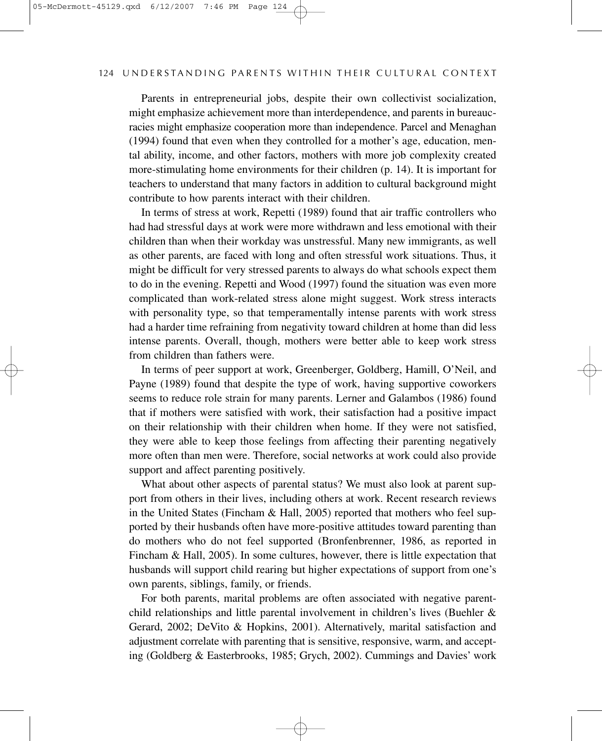Parents in entrepreneurial jobs, despite their own collectivist socialization, might emphasize achievement more than interdependence, and parents in bureaucracies might emphasize cooperation more than independence. Parcel and Menaghan (1994) found that even when they controlled for a mother's age, education, mental ability, income, and other factors, mothers with more job complexity created more-stimulating home environments for their children (p. 14). It is important for teachers to understand that many factors in addition to cultural background might contribute to how parents interact with their children.

In terms of stress at work, Repetti (1989) found that air traffic controllers who had had stressful days at work were more withdrawn and less emotional with their children than when their workday was unstressful. Many new immigrants, as well as other parents, are faced with long and often stressful work situations. Thus, it might be difficult for very stressed parents to always do what schools expect them to do in the evening. Repetti and Wood (1997) found the situation was even more complicated than work-related stress alone might suggest. Work stress interacts with personality type, so that temperamentally intense parents with work stress had a harder time refraining from negativity toward children at home than did less intense parents. Overall, though, mothers were better able to keep work stress from children than fathers were.

In terms of peer support at work, Greenberger, Goldberg, Hamill, O'Neil, and Payne (1989) found that despite the type of work, having supportive coworkers seems to reduce role strain for many parents. Lerner and Galambos (1986) found that if mothers were satisfied with work, their satisfaction had a positive impact on their relationship with their children when home. If they were not satisfied, they were able to keep those feelings from affecting their parenting negatively more often than men were. Therefore, social networks at work could also provide support and affect parenting positively.

What about other aspects of parental status? We must also look at parent support from others in their lives, including others at work. Recent research reviews in the United States (Fincham & Hall, 2005) reported that mothers who feel supported by their husbands often have more-positive attitudes toward parenting than do mothers who do not feel supported (Bronfenbrenner, 1986, as reported in Fincham & Hall, 2005). In some cultures, however, there is little expectation that husbands will support child rearing but higher expectations of support from one's own parents, siblings, family, or friends.

For both parents, marital problems are often associated with negative parent-child relationships and little parental involvement in children's lives (Buehler & Gerard, 2002; DeVito & Hopkins, 2001). Alternatively, marital satisfaction and adjustment correlate with parenting that is sensitive, responsive, warm, and accepting (Goldberg & Easterbrooks, 1985; Grych, 2002). Cummings and Davies' work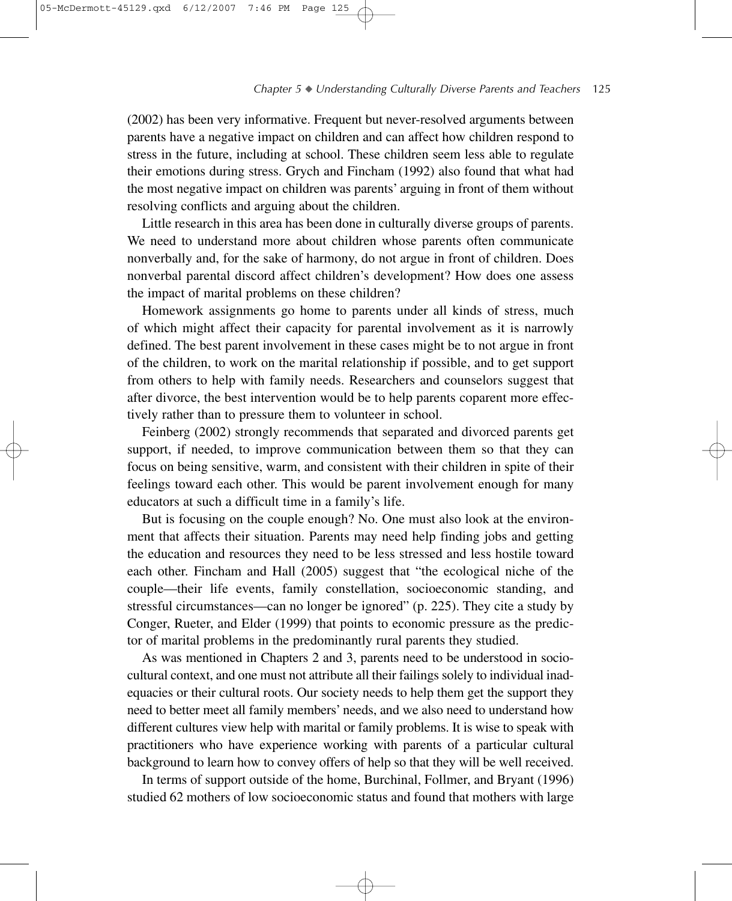(2002) has been very informative. Frequent but never-resolved arguments between parents have a negative impact on children and can affect how children respond to stress in the future, including at school. These children seem less able to regulate their emotions during stress. Grych and Fincham (1992) also found that what had the most negative impact on children was parents' arguing in front of them without resolving conflicts and arguing about the children.

Little research in this area has been done in culturally diverse groups of parents. We need to understand more about children whose parents often communicate nonverbally and, for the sake of harmony, do not argue in front of children. Does nonverbal parental discord affect children's development? How does one assess the impact of marital problems on these children?

Homework assignments go home to parents under all kinds of stress, much of which might affect their capacity for parental involvement as it is narrowly defined. The best parent involvement in these cases might be to not argue in front of the children, to work on the marital relationship if possible, and to get support from others to help with family needs. Researchers and counselors suggest that after divorce, the best intervention would be to help parents coparent more effectively rather than to pressure them to volunteer in school.

Feinberg (2002) strongly recommends that separated and divorced parents get support, if needed, to improve communication between them so that they can focus on being sensitive, warm, and consistent with their children in spite of their feelings toward each other. This would be parent involvement enough for many educators at such a difficult time in a family's life.

But is focusing on the couple enough? No. One must also look at the environment that affects their situation. Parents may need help finding jobs and getting the education and resources they need to be less stressed and less hostile toward each other. Fincham and Hall (2005) suggest that "the ecological niche of the couple—their life events, family constellation, socioeconomic standing, and stressful circumstances—can no longer be ignored" (p. 225). They cite a study by Conger, Rueter, and Elder (1999) that points to economic pressure as the predictor of marital problems in the predominantly rural parents they studied.

As was mentioned in Chapters 2 and 3, parents need to be understood in sociocultural context, and one must not attribute all their failings solely to individual inadequacies or their cultural roots. Our society needs to help them get the support they need to better meet all family members' needs, and we also need to understand how different cultures view help with marital or family problems. It is wise to speak with practitioners who have experience working with parents of a particular cultural background to learn how to convey offers of help so that they will be well received.

In terms of support outside of the home, Burchinal, Follmer, and Bryant (1996) studied 62 mothers of low socioeconomic status and found that mothers with large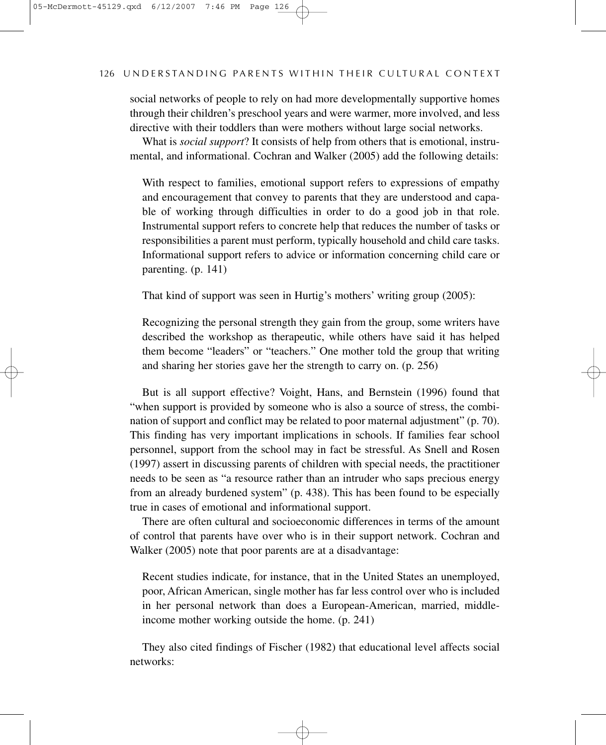social networks of people to rely on had more developmentally supportive homes through their children's preschool years and were warmer, more involved, and less directive with their toddlers than were mothers without large social networks.

What is *social support*? It consists of help from others that is emotional, instrumental, and informational. Cochran and Walker (2005) add the following details:

> With respect to families, emotional support refers to expressions of empathy and encouragement that convey to parents that they are understood and capable of working through difficulties in order to do a good job in that role. Instrumental support refers to concrete help that reduces the number of tasks or responsibilities a parent must perform, typically household and child care tasks. Informational support refers to advice or information concerning child care or parenting. (p. 141)

That kind of support was seen in Hurtig's mothers' writing group (2005):

> Recognizing the personal strength they gain from the group, some writers have described the workshop as therapeutic, while others have said it has helped them become "leaders" or "teachers." One mother told the group that writing and sharing her stories gave her the strength to carry on. (p. 256)

But is all support effective? Voight, Hans, and Bernstein (1996) found that "when support is provided by someone who is also a source of stress, the combination of support and conflict may be related to poor maternal adjustment" (p. 70). This finding has very important implications in schools. If families fear school personnel, support from the school may in fact be stressful. As Snell and Rosen (1997) assert in discussing parents of children with special needs, the practitioner needs to be seen as "a resource rather than an intruder who saps precious energy from an already burdened system" (p. 438). This has been found to be especially true in cases of emotional and informational support.

There are often cultural and socioeconomic differences in terms of the amount of control that parents have over who is in their support network. Cochran and Walker (2005) note that poor parents are at a disadvantage:

> Recent studies indicate, for instance, that in the United States an unemployed, poor, African American, single mother has far less control over who is included in her personal network than does a European-American, married, middle-income mother working outside the home. (p. 241)

They also cited findings of Fischer (1982) that educational level affects social networks: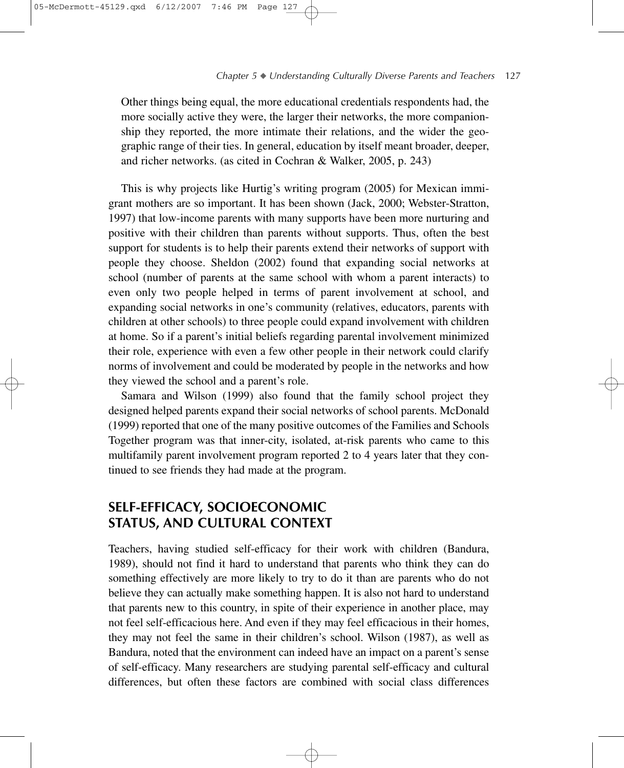> Other things being equal, the more educational credentials respondents had, the more socially active they were, the larger their networks, the more companionship they reported, the more intimate their relations, and the wider the geographic range of their ties. In general, education by itself meant broader, deeper, and richer networks. (as cited in Cochran & Walker, 2005, p. 243)

This is why projects like Hurtig's writing program (2005) for Mexican immigrant mothers are so important. It has been shown (Jack, 2000; Webster-Stratton, 1997) that low-income parents with many supports have been more nurturing and positive with their children than parents without supports. Thus, often the best support for students is to help their parents extend their networks of support with people they choose. Sheldon (2002) found that expanding social networks at school (number of parents at the same school with whom a parent interacts) to even only two people helped in terms of parent involvement at school, and expanding social networks in one's community (relatives, educators, parents with children at other schools) to three people could expand involvement with children at home. So if a parent's initial beliefs regarding parental involvement minimized their role, experience with even a few other people in their network could clarify norms of involvement and could be moderated by people in the networks and how they viewed the school and a parent's role.

Samara and Wilson (1999) also found that the family school project they designed helped parents expand their social networks of school parents. McDonald (1999) reported that one of the many positive outcomes of the Families and Schools Together program was that inner-city, isolated, at-risk parents who came to this multifamily parent involvement program reported 2 to 4 years later that they continued to see friends they had made at the program.

## SELF-EFFICACY, SOCIOECONOMIC STATUS, AND CULTURAL CONTEXT

Teachers, having studied self-efficacy for their work with children (Bandura, 1989), should not find it hard to understand that parents who think they can do something effectively are more likely to try to do it than are parents who do not believe they can actually make something happen. It is also not hard to understand that parents new to this country, in spite of their experience in another place, may not feel self-efficacious here. And even if they may feel efficacious in their homes, they may not feel the same in their children's school. Wilson (1987), as well as Bandura, noted that the environment can indeed have an impact on a parent's sense of self-efficacy. Many researchers are studying parental self-efficacy and cultural differences, but often these factors are combined with social class differences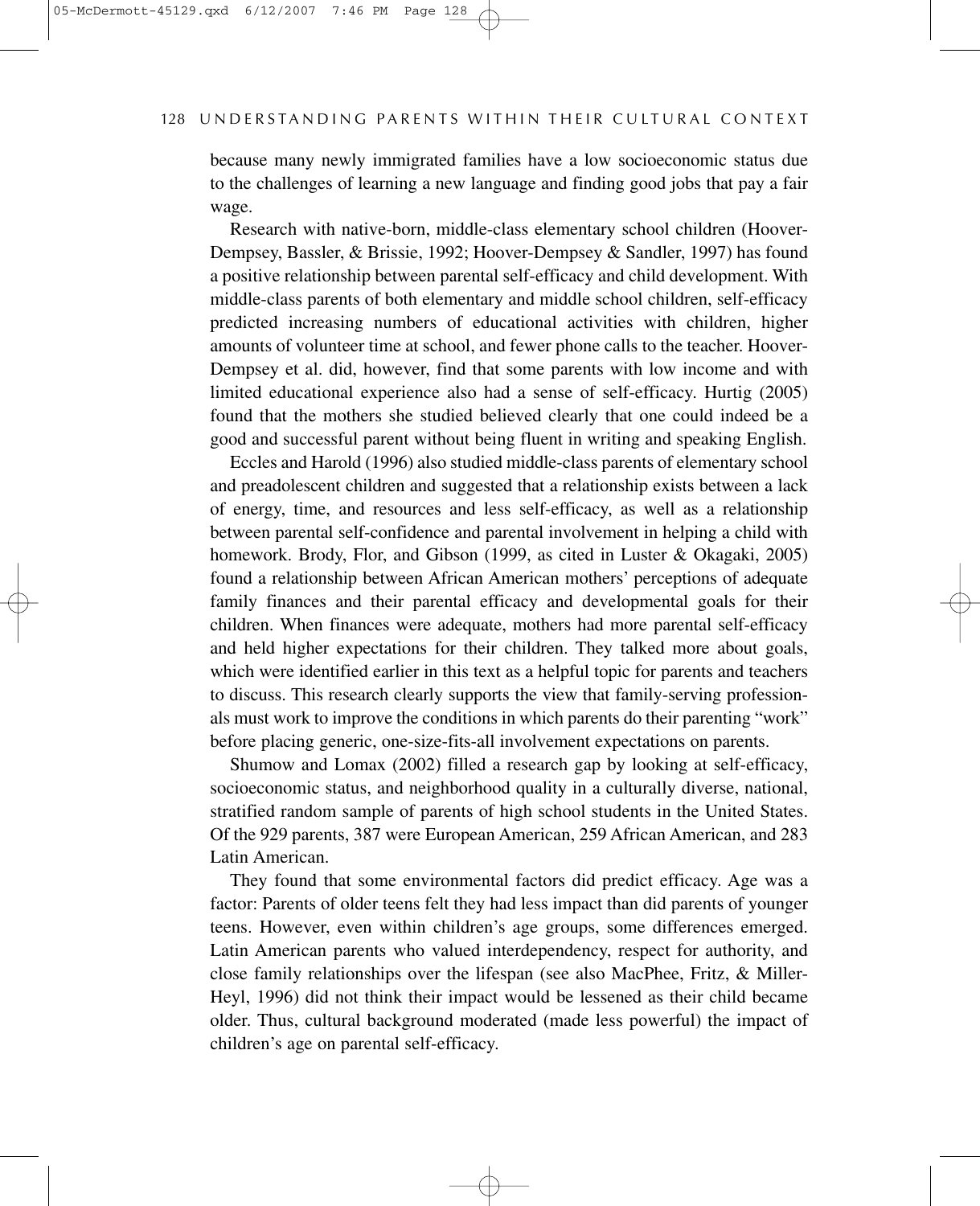because many newly immigrated families have a low socioeconomic status due to the challenges of learning a new language and finding good jobs that pay a fair wage.

Research with native-born, middle-class elementary school children (Hoover-Dempsey, Bassler, & Brissie, 1992; Hoover-Dempsey & Sandler, 1997) has found a positive relationship between parental self-efficacy and child development. With middle-class parents of both elementary and middle school children, self-efficacy predicted increasing numbers of educational activities with children, higher amounts of volunteer time at school, and fewer phone calls to the teacher. Hoover-Dempsey et al. did, however, find that some parents with low income and with limited educational experience also had a sense of self-efficacy. Hurtig (2005) found that the mothers she studied believed clearly that one could indeed be a good and successful parent without being fluent in writing and speaking English.

Eccles and Harold (1996) also studied middle-class parents of elementary school and preadolescent children and suggested that a relationship exists between a lack of energy, time, and resources and less self-efficacy, as well as a relationship between parental self-confidence and parental involvement in helping a child with homework. Brody, Flor, and Gibson (1999, as cited in Luster & Okagaki, 2005) found a relationship between African American mothers' perceptions of adequate family finances and their parental efficacy and developmental goals for their children. When finances were adequate, mothers had more parental self-efficacy and held higher expectations for their children. They talked more about goals, which were identified earlier in this text as a helpful topic for parents and teachers to discuss. This research clearly supports the view that family-serving professionals must work to improve the conditions in which parents do their parenting "work" before placing generic, one-size-fits-all involvement expectations on parents.

Shumow and Lomax (2002) filled a research gap by looking at self-efficacy, socioeconomic status, and neighborhood quality in a culturally diverse, national, stratified random sample of parents of high school students in the United States. Of the 929 parents, 387 were European American, 259 African American, and 283 Latin American.

They found that some environmental factors did predict efficacy. Age was a factor: Parents of older teens felt they had less impact than did parents of younger teens. However, even within children's age groups, some differences emerged. Latin American parents who valued interdependency, respect for authority, and close family relationships over the lifespan (see also MacPhee, Fritz, & Miller-Heyl, 1996) did not think their impact would be lessened as their child became older. Thus, cultural background moderated (made less powerful) the impact of children's age on parental self-efficacy.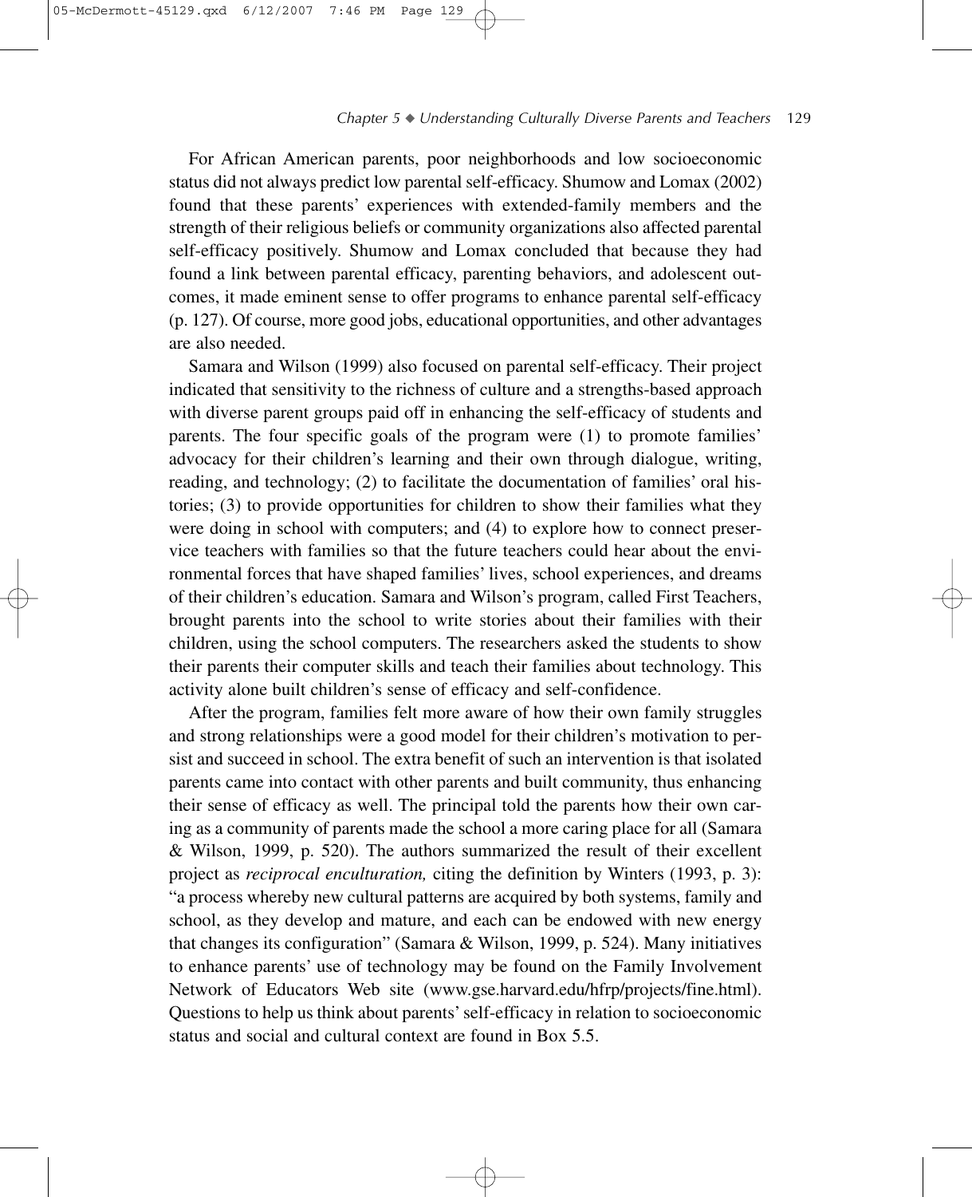For African American parents, poor neighborhoods and low socioeconomic status did not always predict low parental self-efficacy. Shumow and Lomax (2002) found that these parents' experiences with extended-family members and the strength of their religious beliefs or community organizations also affected parental self-efficacy positively. Shumow and Lomax concluded that because they had found a link between parental efficacy, parenting behaviors, and adolescent outcomes, it made eminent sense to offer programs to enhance parental self-efficacy (p. 127). Of course, more good jobs, educational opportunities, and other advantages are also needed.

Samara and Wilson (1999) also focused on parental self-efficacy. Their project indicated that sensitivity to the richness of culture and a strengths-based approach with diverse parent groups paid off in enhancing the self-efficacy of students and parents. The four specific goals of the program were (1) to promote families' advocacy for their children's learning and their own through dialogue, writing, reading, and technology; (2) to facilitate the documentation of families' oral histories; (3) to provide opportunities for children to show their families what they were doing in school with computers; and (4) to explore how to connect preservice teachers with families so that the future teachers could hear about the environmental forces that have shaped families' lives, school experiences, and dreams of their children's education. Samara and Wilson's program, called First Teachers, brought parents into the school to write stories about their families with their children, using the school computers. The researchers asked the students to show their parents their computer skills and teach their families about technology. This activity alone built children's sense of efficacy and self-confidence.

After the program, families felt more aware of how their own family struggles and strong relationships were a good model for their children's motivation to persist and succeed in school. The extra benefit of such an intervention is that isolated parents came into contact with other parents and built community, thus enhancing their sense of efficacy as well. The principal told the parents how their own caring as a community of parents made the school a more caring place for all (Samara & Wilson, 1999, p. 520). The authors summarized the result of their excellent project as *reciprocal enculturation,* citing the definition by Winters (1993, p. 3): "a process whereby new cultural patterns are acquired by both systems, family and school, as they develop and mature, and each can be endowed with new energy that changes its configuration" (Samara & Wilson, 1999, p. 524). Many initiatives to enhance parents' use of technology may be found on the Family Involvement Network of Educators Web site (www.gse.harvard.edu/hfrp/projects/fine.html). Questions to help us think about parents' self-efficacy in relation to socioeconomic status and social and cultural context are found in Box 5.5.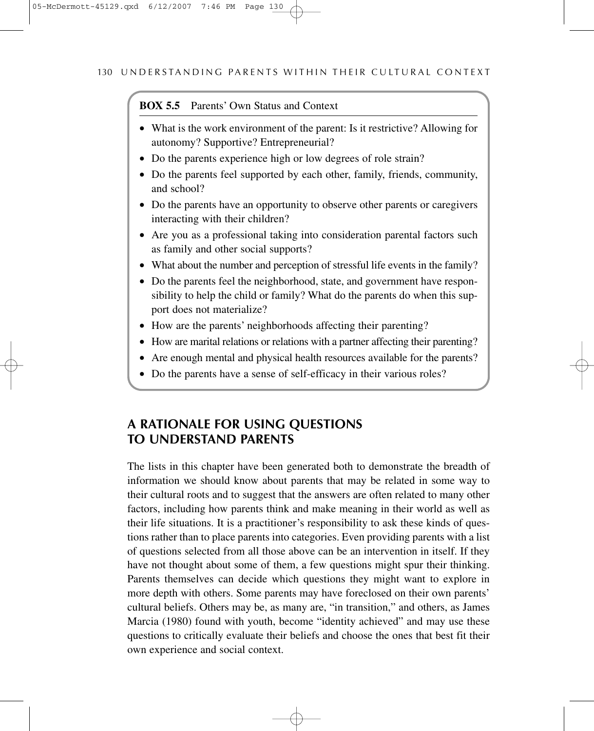**BOX 5.5** Parents' Own Status and Context

- What is the work environment of the parent: Is it restrictive? Allowing for autonomy? Supportive? Entrepreneurial?
- Do the parents experience high or low degrees of role strain?
- Do the parents feel supported by each other, family, friends, community, and school?
- Do the parents have an opportunity to observe other parents or caregivers interacting with their children?
- Are you as a professional taking into consideration parental factors such as family and other social supports?
- What about the number and perception of stressful life events in the family?
- Do the parents feel the neighborhood, state, and government have responsibility to help the child or family? What do the parents do when this support does not materialize?
- How are the parents' neighborhoods affecting their parenting?
- How are marital relations or relations with a partner affecting their parenting?
- Are enough mental and physical health resources available for the parents?
- Do the parents have a sense of self-efficacy in their various roles?

## A RATIONALE FOR USING QUESTIONS TO UNDERSTAND PARENTS

The lists in this chapter have been generated both to demonstrate the breadth of information we should know about parents that may be related in some way to their cultural roots and to suggest that the answers are often related to many other factors, including how parents think and make meaning in their world as well as their life situations. It is a practitioner's responsibility to ask these kinds of questions rather than to place parents into categories. Even providing parents with a list of questions selected from all those above can be an intervention in itself. If they have not thought about some of them, a few questions might spur their thinking. Parents themselves can decide which questions they might want to explore in more depth with others. Some parents may have foreclosed on their own parents' cultural beliefs. Others may be, as many are, "in transition," and others, as James Marcia (1980) found with youth, become "identity achieved" and may use these questions to critically evaluate their beliefs and choose the ones that best fit their own experience and social context.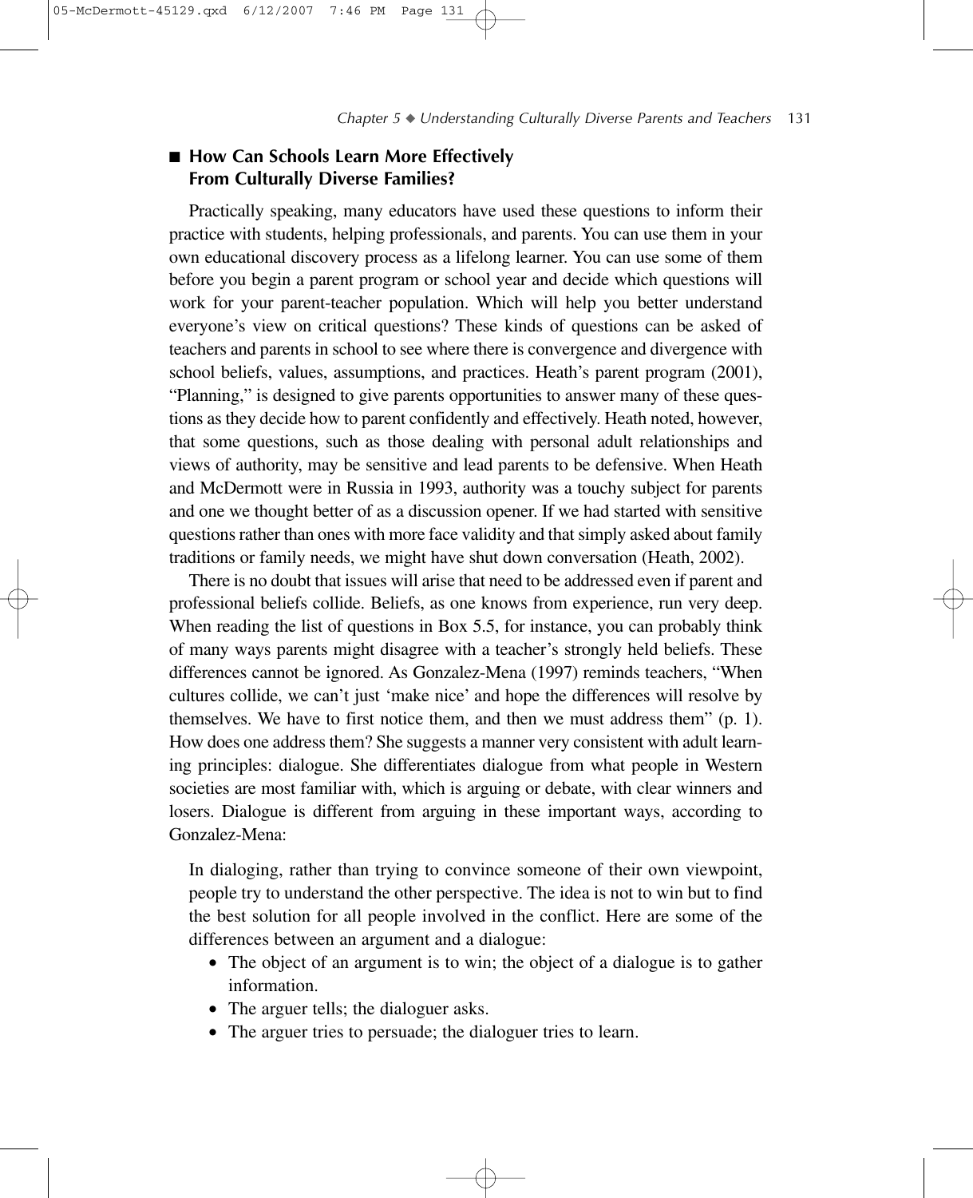## ■ How Can Schools Learn More Effectively From Culturally Diverse Families?

Practically speaking, many educators have used these questions to inform their practice with students, helping professionals, and parents. You can use them in your own educational discovery process as a lifelong learner. You can use some of them before you begin a parent program or school year and decide which questions will work for your parent-teacher population. Which will help you better understand everyone's view on critical questions? These kinds of questions can be asked of teachers and parents in school to see where there is convergence and divergence with school beliefs, values, assumptions, and practices. Heath's parent program (2001), "Planning," is designed to give parents opportunities to answer many of these questions as they decide how to parent confidently and effectively. Heath noted, however, that some questions, such as those dealing with personal adult relationships and views of authority, may be sensitive and lead parents to be defensive. When Heath and McDermott were in Russia in 1993, authority was a touchy subject for parents and one we thought better of as a discussion opener. If we had started with sensitive questions rather than ones with more face validity and that simply asked about family traditions or family needs, we might have shut down conversation (Heath, 2002).

There is no doubt that issues will arise that need to be addressed even if parent and professional beliefs collide. Beliefs, as one knows from experience, run very deep. When reading the list of questions in Box 5.5, for instance, you can probably think of many ways parents might disagree with a teacher's strongly held beliefs. These differences cannot be ignored. As Gonzalez-Mena (1997) reminds teachers, "When cultures collide, we can't just 'make nice' and hope the differences will resolve by themselves. We have to first notice them, and then we must address them" (p. 1). How does one address them? She suggests a manner very consistent with adult learning principles: dialogue. She differentiates dialogue from what people in Western societies are most familiar with, which is arguing or debate, with clear winners and losers. Dialogue is different from arguing in these important ways, according to Gonzalez-Mena:

> In dialoging, rather than trying to convince someone of their own viewpoint, people try to understand the other perspective. The idea is not to win but to find the best solution for all people involved in the conflict. Here are some of the differences between an argument and a dialogue:
>
> - The object of an argument is to win; the object of a dialogue is to gather information.
> - The arguer tells; the dialoguer asks.
> - The arguer tries to persuade; the dialoguer tries to learn.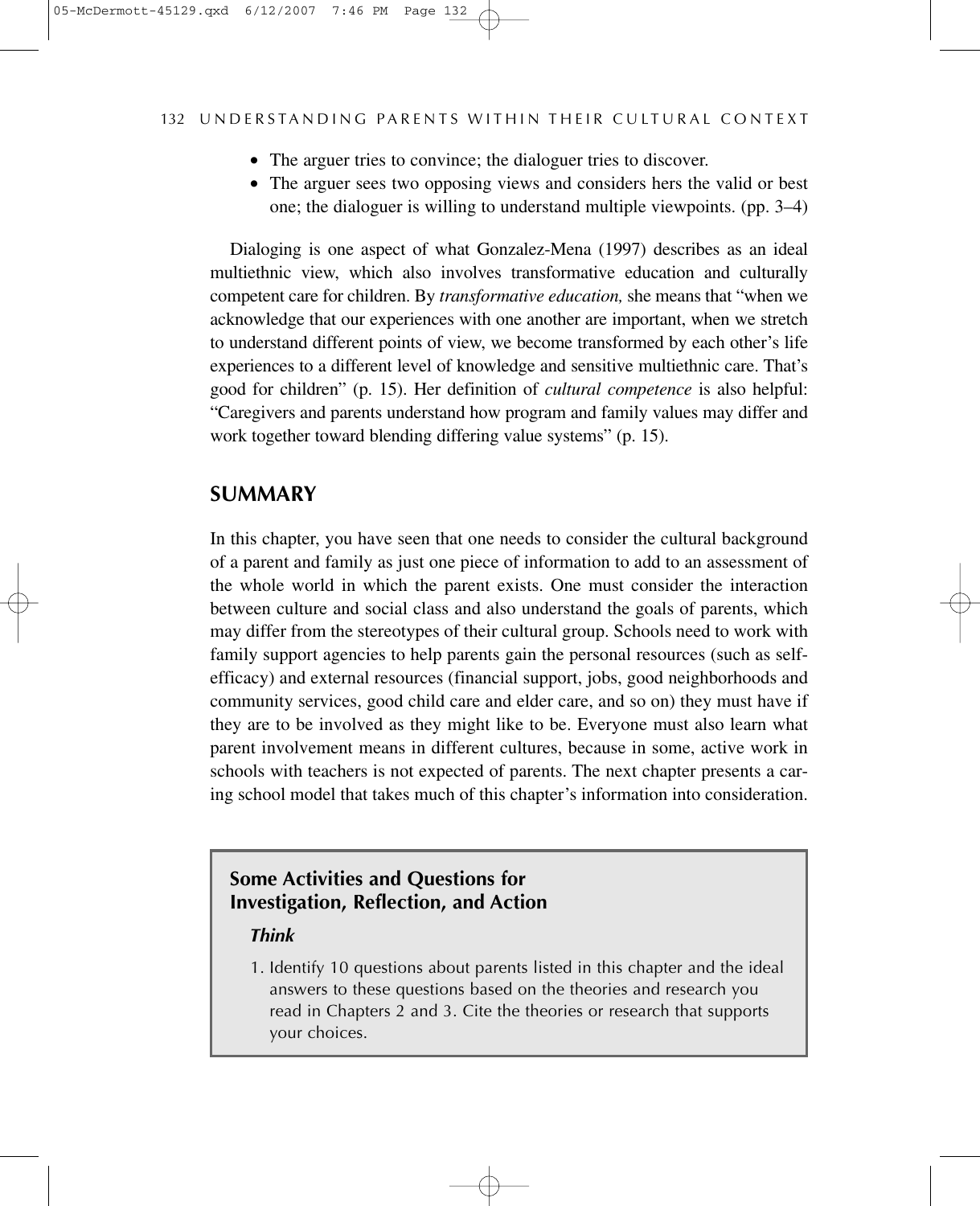- The arguer tries to convince; the dialoguer tries to discover.
- The arguer sees two opposing views and considers hers the valid or best one; the dialoguer is willing to understand multiple viewpoints. (pp. 3–4)

Dialoging is one aspect of what Gonzalez-Mena (1997) describes as an ideal multiethnic view, which also involves transformative education and culturally competent care for children. By *transformative education,* she means that "when we acknowledge that our experiences with one another are important, when we stretch to understand different points of view, we become transformed by each other's life experiences to a different level of knowledge and sensitive multiethnic care. That's good for children" (p. 15). Her definition of *cultural competence* is also helpful: "Caregivers and parents understand how program and family values may differ and work together toward blending differing value systems" (p. 15).

## SUMMARY

In this chapter, you have seen that one needs to consider the cultural background of a parent and family as just one piece of information to add to an assessment of the whole world in which the parent exists. One must consider the interaction between culture and social class and also understand the goals of parents, which may differ from the stereotypes of their cultural group. Schools need to work with family support agencies to help parents gain the personal resources (such as self-efficacy) and external resources (financial support, jobs, good neighborhoods and community services, good child care and elder care, and so on) they must have if they are to be involved as they might like to be. Everyone must also learn what parent involvement means in different cultures, because in some, active work in schools with teachers is not expected of parents. The next chapter presents a caring school model that takes much of this chapter's information into consideration.

### Some Activities and Questions for Investigation, Reflection, and Action

#### *Think*

1. Identify 10 questions about parents listed in this chapter and the ideal answers to these questions based on the theories and research you read in Chapters 2 and 3. Cite the theories or research that supports your choices.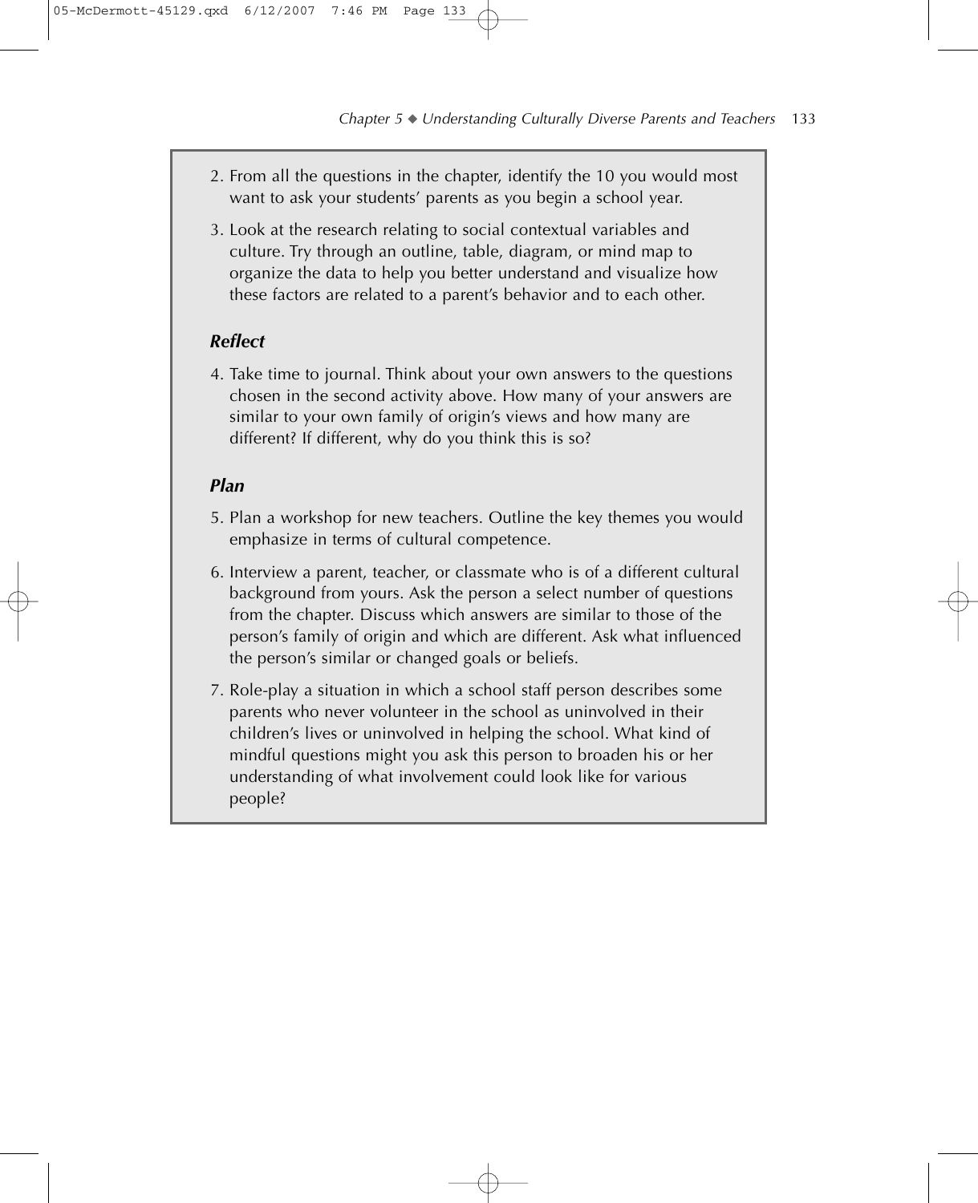2. From all the questions in the chapter, identify the 10 you would most want to ask your students' parents as you begin a school year.

3. Look at the research relating to social contextual variables and culture. Try through an outline, table, diagram, or mind map to organize the data to help you better understand and visualize how these factors are related to a parent's behavior and to each other.

### *Reflect*

4. Take time to journal. Think about your own answers to the questions chosen in the second activity above. How many of your answers are similar to your own family of origin's views and how many are different? If different, why do you think this is so?

### *Plan*

5. Plan a workshop for new teachers. Outline the key themes you would emphasize in terms of cultural competence.

6. Interview a parent, teacher, or classmate who is of a different cultural background from yours. Ask the person a select number of questions from the chapter. Discuss which answers are similar to those of the person's family of origin and which are different. Ask what influenced the person's similar or changed goals or beliefs.

7. Role-play a situation in which a school staff person describes some parents who never volunteer in the school as uninvolved in their children's lives or uninvolved in helping the school. What kind of mindful questions might you ask this person to broaden his or her understanding of what involvement could look like for various people?